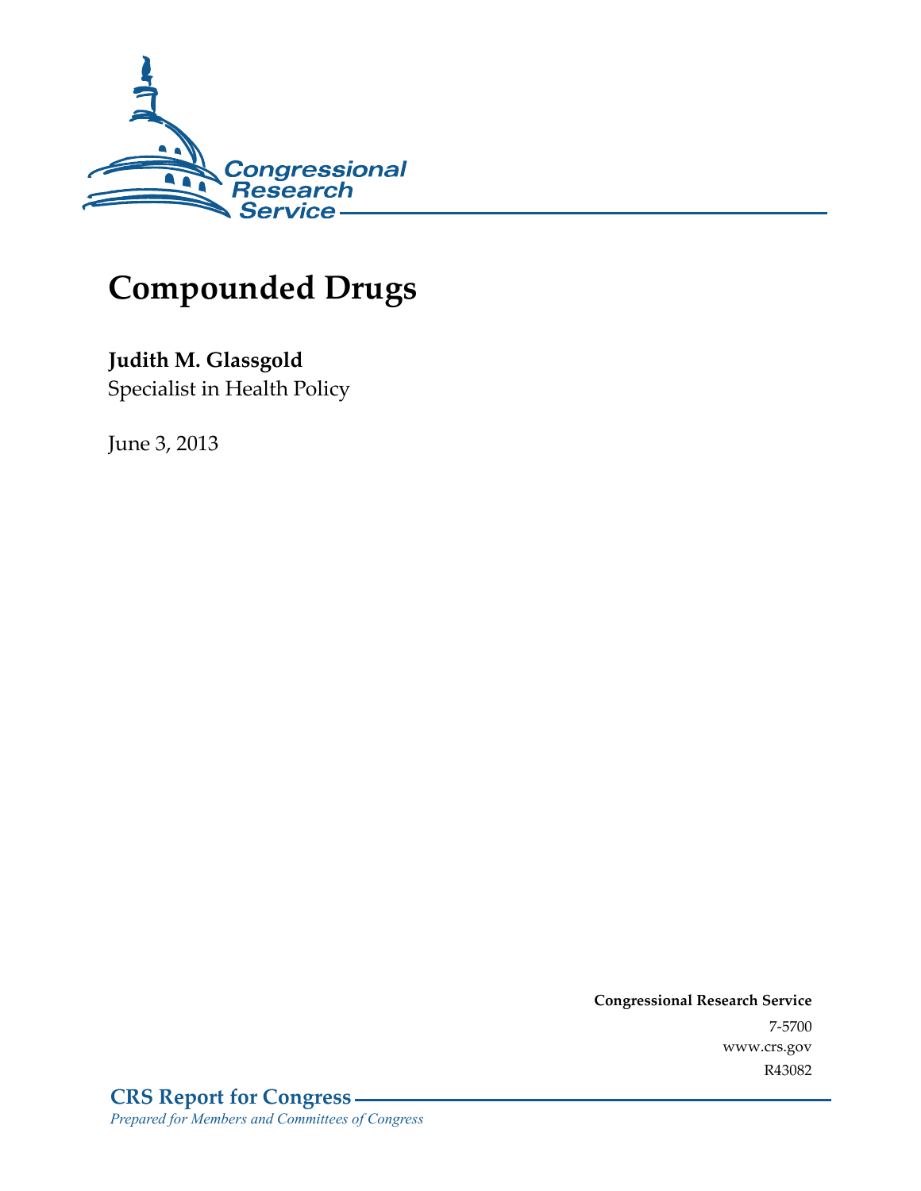Congressional Research Service

# Compounded Drugs

**Judith M. Glassgold**
Specialist in Health Policy

June 3, 2013

**Congressional Research Service**
7-5700
www.crs.gov
R43082

**CRS Report for Congress**
*Prepared for Members and Committees of Congress*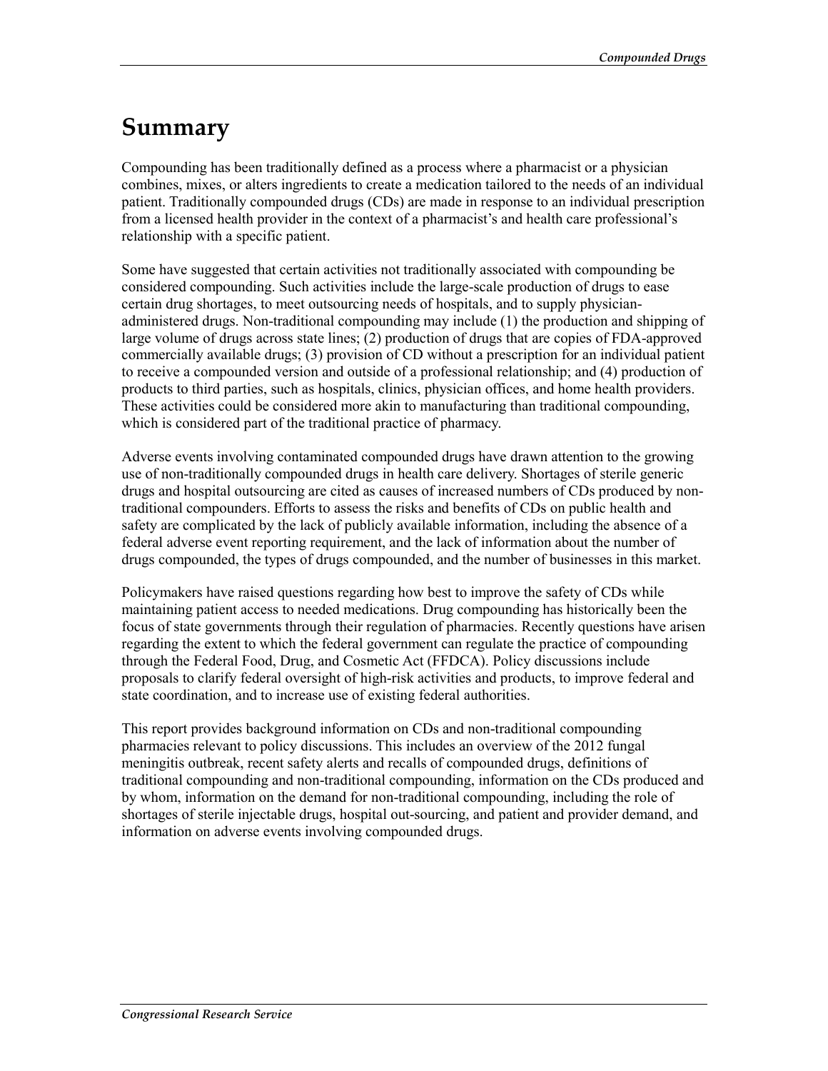# Summary

Compounding has been traditionally defined as a process where a pharmacist or a physician combines, mixes, or alters ingredients to create a medication tailored to the needs of an individual patient. Traditionally compounded drugs (CDs) are made in response to an individual prescription from a licensed health provider in the context of a pharmacist's and health care professional's relationship with a specific patient.

Some have suggested that certain activities not traditionally associated with compounding be considered compounding. Such activities include the large-scale production of drugs to ease certain drug shortages, to meet outsourcing needs of hospitals, and to supply physician-administered drugs. Non-traditional compounding may include (1) the production and shipping of large volume of drugs across state lines; (2) production of drugs that are copies of FDA-approved commercially available drugs; (3) provision of CD without a prescription for an individual patient to receive a compounded version and outside of a professional relationship; and (4) production of products to third parties, such as hospitals, clinics, physician offices, and home health providers. These activities could be considered more akin to manufacturing than traditional compounding, which is considered part of the traditional practice of pharmacy.

Adverse events involving contaminated compounded drugs have drawn attention to the growing use of non-traditionally compounded drugs in health care delivery. Shortages of sterile generic drugs and hospital outsourcing are cited as causes of increased numbers of CDs produced by non-traditional compounders. Efforts to assess the risks and benefits of CDs on public health and safety are complicated by the lack of publicly available information, including the absence of a federal adverse event reporting requirement, and the lack of information about the number of drugs compounded, the types of drugs compounded, and the number of businesses in this market.

Policymakers have raised questions regarding how best to improve the safety of CDs while maintaining patient access to needed medications. Drug compounding has historically been the focus of state governments through their regulation of pharmacies. Recently questions have arisen regarding the extent to which the federal government can regulate the practice of compounding through the Federal Food, Drug, and Cosmetic Act (FFDCA). Policy discussions include proposals to clarify federal oversight of high-risk activities and products, to improve federal and state coordination, and to increase use of existing federal authorities.

This report provides background information on CDs and non-traditional compounding pharmacies relevant to policy discussions. This includes an overview of the 2012 fungal meningitis outbreak, recent safety alerts and recalls of compounded drugs, definitions of traditional compounding and non-traditional compounding, information on the CDs produced and by whom, information on the demand for non-traditional compounding, including the role of shortages of sterile injectable drugs, hospital out-sourcing, and patient and provider demand, and information on adverse events involving compounded drugs.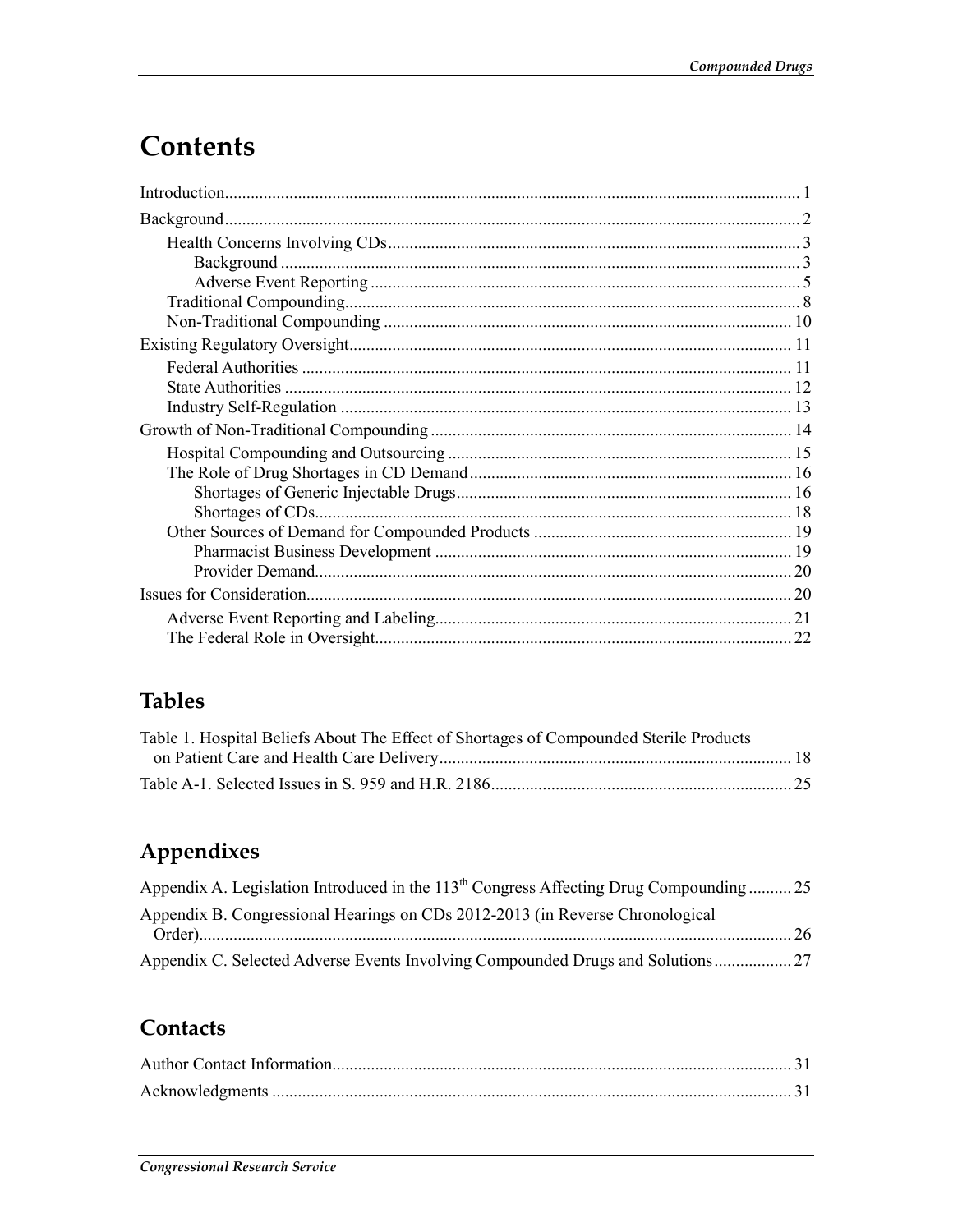# Contents

Introduction .......... 1

Background .......... 2

- Health Concerns Involving CDs .......... 3
  - Background .......... 3
  - Adverse Event Reporting .......... 5
- Traditional Compounding .......... 8
- Non-Traditional Compounding .......... 10

Existing Regulatory Oversight .......... 11

- Federal Authorities .......... 11
- State Authorities .......... 12
- Industry Self-Regulation .......... 13

Growth of Non-Traditional Compounding .......... 14

- Hospital Compounding and Outsourcing .......... 15
- The Role of Drug Shortages in CD Demand .......... 16
  - Shortages of Generic Injectable Drugs .......... 16
  - Shortages of CDs .......... 18
- Other Sources of Demand for Compounded Products .......... 19
  - Pharmacist Business Development .......... 19
  - Provider Demand .......... 20

Issues for Consideration .......... 20

- Adverse Event Reporting and Labeling .......... 21
- The Federal Role in Oversight .......... 22

## Tables

Table 1. Hospital Beliefs About The Effect of Shortages of Compounded Sterile Products on Patient Care and Health Care Delivery .......... 18

Table A-1. Selected Issues in S. 959 and H.R. 2186 .......... 25

## Appendixes

Appendix A. Legislation Introduced in the 113th Congress Affecting Drug Compounding .......... 25

Appendix B. Congressional Hearings on CDs 2012-2013 (in Reverse Chronological Order) .......... 26

Appendix C. Selected Adverse Events Involving Compounded Drugs and Solutions .......... 27

## Contacts

Author Contact Information .......... 31

Acknowledgments .......... 31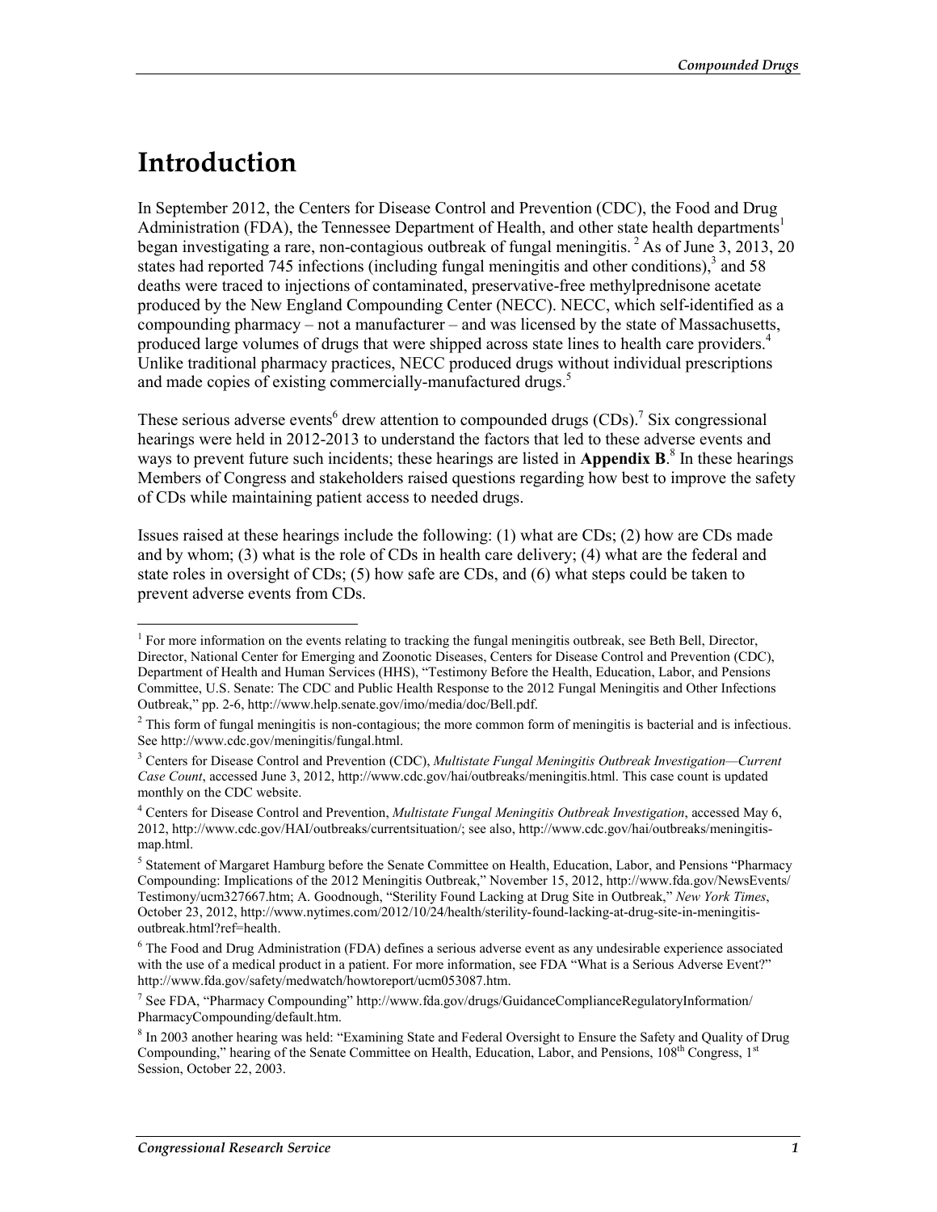# Introduction

In September 2012, the Centers for Disease Control and Prevention (CDC), the Food and Drug Administration (FDA), the Tennessee Department of Health, and other state health departments[1] began investigating a rare, non-contagious outbreak of fungal meningitis.[2] As of June 3, 2013, 20 states had reported 745 infections (including fungal meningitis and other conditions),[3] and 58 deaths were traced to injections of contaminated, preservative-free methylprednisone acetate produced by the New England Compounding Center (NECC). NECC, which self-identified as a compounding pharmacy – not a manufacturer – and was licensed by the state of Massachusetts, produced large volumes of drugs that were shipped across state lines to health care providers.[4] Unlike traditional pharmacy practices, NECC produced drugs without individual prescriptions and made copies of existing commercially-manufactured drugs.[5]

These serious adverse events[6] drew attention to compounded drugs (CDs).[7] Six congressional hearings were held in 2012-2013 to understand the factors that led to these adverse events and ways to prevent future such incidents; these hearings are listed in **Appendix B**.[8] In these hearings Members of Congress and stakeholders raised questions regarding how best to improve the safety of CDs while maintaining patient access to needed drugs.

Issues raised at these hearings include the following: (1) what are CDs; (2) how are CDs made and by whom; (3) what is the role of CDs in health care delivery; (4) what are the federal and state roles in oversight of CDs; (5) how safe are CDs, and (6) what steps could be taken to prevent adverse events from CDs.

---

[1] For more information on the events relating to tracking the fungal meningitis outbreak, see Beth Bell, Director, Director, National Center for Emerging and Zoonotic Diseases, Centers for Disease Control and Prevention (CDC), Department of Health and Human Services (HHS), "Testimony Before the Health, Education, Labor, and Pensions Committee, U.S. Senate: The CDC and Public Health Response to the 2012 Fungal Meningitis and Other Infections Outbreak," pp. 2-6, http://www.help.senate.gov/imo/media/doc/Bell.pdf.

[2] This form of fungal meningitis is non-contagious; the more common form of meningitis is bacterial and is infectious. See http://www.cdc.gov/meningitis/fungal.html.

[3] Centers for Disease Control and Prevention (CDC), *Multistate Fungal Meningitis Outbreak Investigation—Current Case Count*, accessed June 3, 2012, http://www.cdc.gov/hai/outbreaks/meningitis.html. This case count is updated monthly on the CDC website.

[4] Centers for Disease Control and Prevention, *Multistate Fungal Meningitis Outbreak Investigation*, accessed May 6, 2012, http://www.cdc.gov/HAI/outbreaks/currentsituation/; see also, http://www.cdc.gov/hai/outbreaks/meningitis-map.html.

[5] Statement of Margaret Hamburg before the Senate Committee on Health, Education, Labor, and Pensions "Pharmacy Compounding: Implications of the 2012 Meningitis Outbreak," November 15, 2012, http://www.fda.gov/NewsEvents/Testimony/ucm327667.htm; A. Goodnough, "Sterility Found Lacking at Drug Site in Outbreak," *New York Times*, October 23, 2012, http://www.nytimes.com/2012/10/24/health/sterility-found-lacking-at-drug-site-in-meningitis-outbreak.html?ref=health.

[6] The Food and Drug Administration (FDA) defines a serious adverse event as any undesirable experience associated with the use of a medical product in a patient. For more information, see FDA "What is a Serious Adverse Event?" http://www.fda.gov/safety/medwatch/howtoreport/ucm053087.htm.

[7] See FDA, "Pharmacy Compounding" http://www.fda.gov/drugs/GuidanceComplianceRegulatoryInformation/PharmacyCompounding/default.htm.

[8] In 2003 another hearing was held: "Examining State and Federal Oversight to Ensure the Safety and Quality of Drug Compounding," hearing of the Senate Committee on Health, Education, Labor, and Pensions, 108th Congress, 1st Session, October 22, 2003.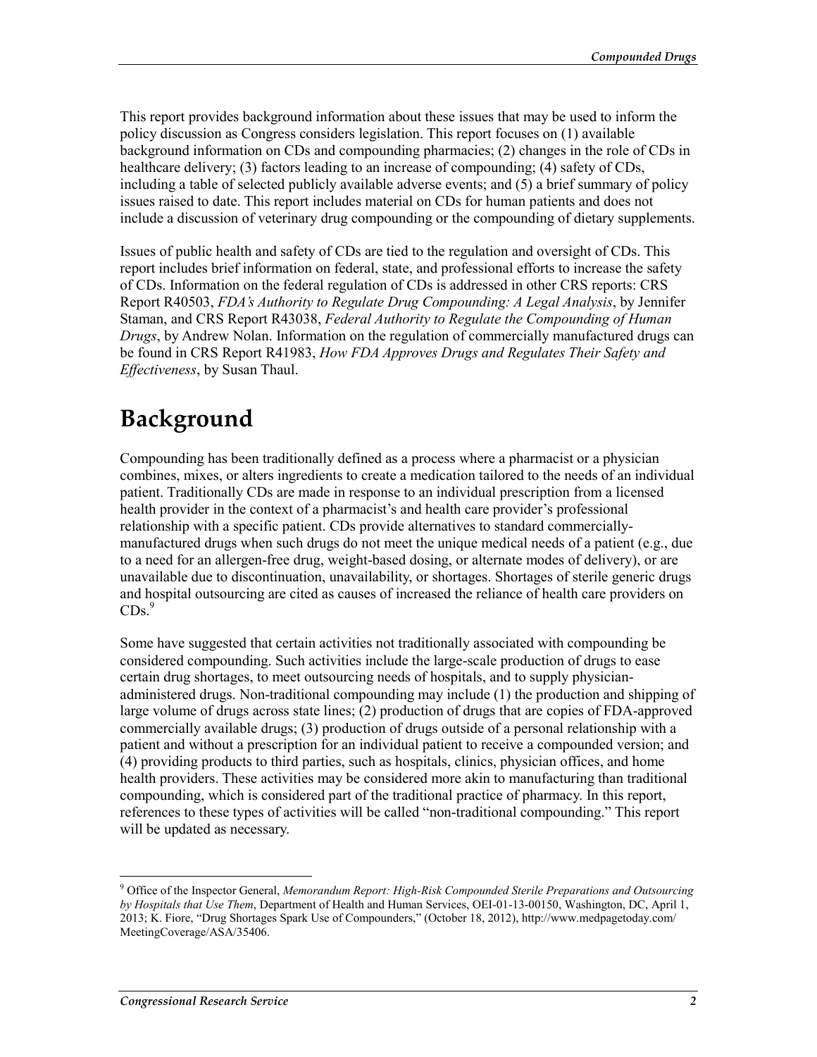This report provides background information about these issues that may be used to inform the policy discussion as Congress considers legislation. This report focuses on (1) available background information on CDs and compounding pharmacies; (2) changes in the role of CDs in healthcare delivery; (3) factors leading to an increase of compounding; (4) safety of CDs, including a table of selected publicly available adverse events; and (5) a brief summary of policy issues raised to date. This report includes material on CDs for human patients and does not include a discussion of veterinary drug compounding or the compounding of dietary supplements.

Issues of public health and safety of CDs are tied to the regulation and oversight of CDs. This report includes brief information on federal, state, and professional efforts to increase the safety of CDs. Information on the federal regulation of CDs is addressed in other CRS reports: CRS Report R40503, *FDA's Authority to Regulate Drug Compounding: A Legal Analysis*, by Jennifer Staman, and CRS Report R43038, *Federal Authority to Regulate the Compounding of Human Drugs*, by Andrew Nolan. Information on the regulation of commercially manufactured drugs can be found in CRS Report R41983, *How FDA Approves Drugs and Regulates Their Safety and Effectiveness*, by Susan Thaul.

# Background

Compounding has been traditionally defined as a process where a pharmacist or a physician combines, mixes, or alters ingredients to create a medication tailored to the needs of an individual patient. Traditionally CDs are made in response to an individual prescription from a licensed health provider in the context of a pharmacist's and health care provider's professional relationship with a specific patient. CDs provide alternatives to standard commercially-manufactured drugs when such drugs do not meet the unique medical needs of a patient (e.g., due to a need for an allergen-free drug, weight-based dosing, or alternate modes of delivery), or are unavailable due to discontinuation, unavailability, or shortages. Shortages of sterile generic drugs and hospital outsourcing are cited as causes of increased the reliance of health care providers on CDs.[9]

Some have suggested that certain activities not traditionally associated with compounding be considered compounding. Such activities include the large-scale production of drugs to ease certain drug shortages, to meet outsourcing needs of hospitals, and to supply physician-administered drugs. Non-traditional compounding may include (1) the production and shipping of large volume of drugs across state lines; (2) production of drugs that are copies of FDA-approved commercially available drugs; (3) production of drugs outside of a personal relationship with a patient and without a prescription for an individual patient to receive a compounded version; and (4) providing products to third parties, such as hospitals, clinics, physician offices, and home health providers. These activities may be considered more akin to manufacturing than traditional compounding, which is considered part of the traditional practice of pharmacy. In this report, references to these types of activities will be called "non-traditional compounding." This report will be updated as necessary.

---

[9] Office of the Inspector General, *Memorandum Report: High-Risk Compounded Sterile Preparations and Outsourcing by Hospitals that Use Them*, Department of Health and Human Services, OEI-01-13-00150, Washington, DC, April 1, 2013; K. Fiore, "Drug Shortages Spark Use of Compounders," (October 18, 2012), http://www.medpagetoday.com/MeetingCoverage/ASA/35406.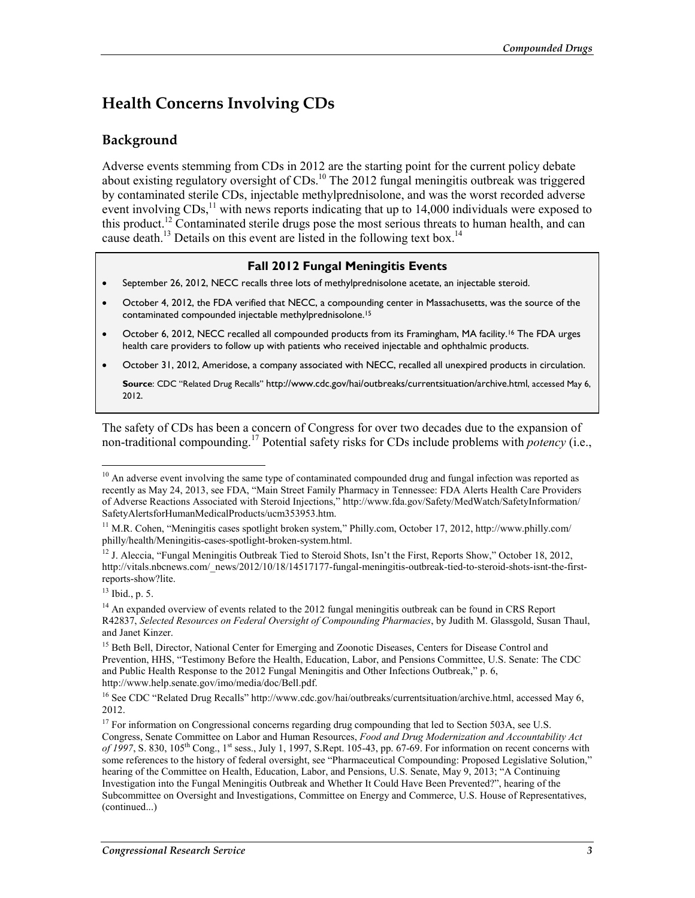## Health Concerns Involving CDs

### Background

Adverse events stemming from CDs in 2012 are the starting point for the current policy debate about existing regulatory oversight of CDs.[10] The 2012 fungal meningitis outbreak was triggered by contaminated sterile CDs, injectable methylprednisolone, and was the worst recorded adverse event involving CDs,[11] with news reports indicating that up to 14,000 individuals were exposed to this product.[12] Contaminated sterile drugs pose the most serious threats to human health, and can cause death.[13] Details on this event are listed in the following text box.[14]

> **Fall 2012 Fungal Meningitis Events**
>
> - September 26, 2012, NECC recalls three lots of methylprednisolone acetate, an injectable steroid.
> - October 4, 2012, the FDA verified that NECC, a compounding center in Massachusetts, was the source of the contaminated compounded injectable methylprednisolone.[15]
> - October 6, 2012, NECC recalled all compounded products from its Framingham, MA facility.[16] The FDA urges health care providers to follow up with patients who received injectable and ophthalmic products.
> - October 31, 2012, Ameridose, a company associated with NECC, recalled all unexpired products in circulation.
>
> **Source**: CDC "Related Drug Recalls" http://www.cdc.gov/hai/outbreaks/currentsituation/archive.html, accessed May 6, 2012.

The safety of CDs has been a concern of Congress for over two decades due to the expansion of non-traditional compounding.[17] Potential safety risks for CDs include problems with *potency* (i.e.,

---

[10] An adverse event involving the same type of contaminated compounded drug and fungal infection was reported as recently as May 24, 2013, see FDA, "Main Street Family Pharmacy in Tennessee: FDA Alerts Health Care Providers of Adverse Reactions Associated with Steroid Injections," http://www.fda.gov/Safety/MedWatch/SafetyInformation/SafetyAlertsforHumanMedicalProducts/ucm353953.htm.

[11] M.R. Cohen, "Meningitis cases spotlight broken system," Philly.com, October 17, 2012, http://www.philly.com/philly/health/Meningitis-cases-spotlight-broken-system.html.

[12] J. Aleccia, "Fungal Meningitis Outbreak Tied to Steroid Shots, Isn't the First, Reports Show," October 18, 2012, http://vitals.nbcnews.com/_news/2012/10/18/14517177-fungal-meningitis-outbreak-tied-to-steroid-shots-isnt-the-first-reports-show?lite.

[13] Ibid., p. 5.

[14] An expanded overview of events related to the 2012 fungal meningitis outbreak can be found in CRS Report R42837, *Selected Resources on Federal Oversight of Compounding Pharmacies*, by Judith M. Glassgold, Susan Thaul, and Janet Kinzer.

[15] Beth Bell, Director, National Center for Emerging and Zoonotic Diseases, Centers for Disease Control and Prevention, HHS, "Testimony Before the Health, Education, Labor, and Pensions Committee, U.S. Senate: The CDC and Public Health Response to the 2012 Fungal Meningitis and Other Infections Outbreak," p. 6, http://www.help.senate.gov/imo/media/doc/Bell.pdf.

[16] See CDC "Related Drug Recalls" http://www.cdc.gov/hai/outbreaks/currentsituation/archive.html, accessed May 6, 2012.

[17] For information on Congressional concerns regarding drug compounding that led to Section 503A, see U.S. Congress, Senate Committee on Labor and Human Resources, *Food and Drug Modernization and Accountability Act of 1997*, S. 830, 105th Cong., 1st sess., July 1, 1997, S.Rept. 105-43, pp. 67-69. For information on recent concerns with some references to the history of federal oversight, see "Pharmaceutical Compounding: Proposed Legislative Solution," hearing of the Committee on Health, Education, Labor, and Pensions, U.S. Senate, May 9, 2013; "A Continuing Investigation into the Fungal Meningitis Outbreak and Whether It Could Have Been Prevented?", hearing of the Subcommittee on Oversight and Investigations, Committee on Energy and Commerce, U.S. House of Representatives, (continued...)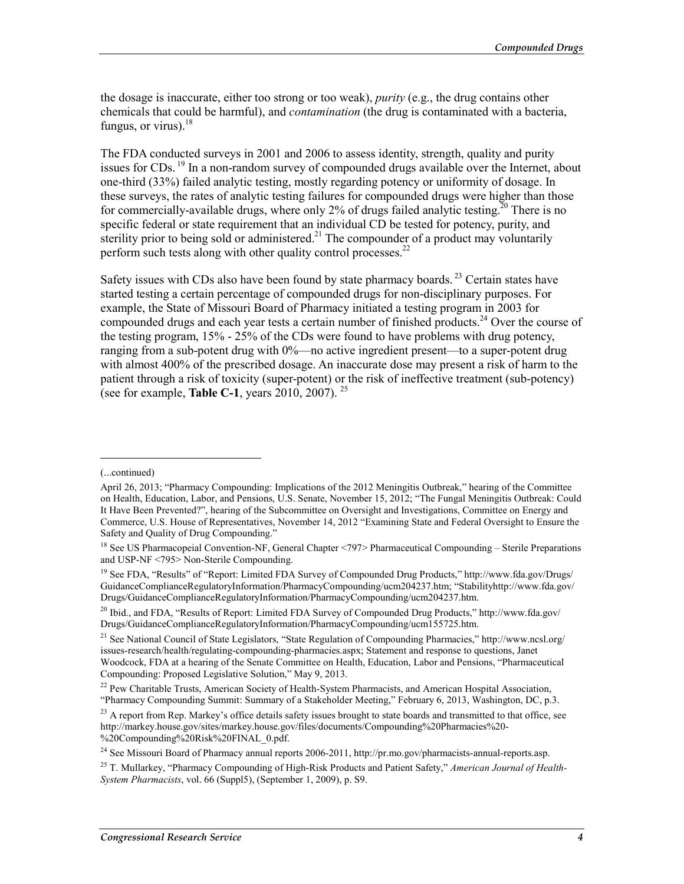the dosage is inaccurate, either too strong or too weak), *purity* (e.g., the drug contains other chemicals that could be harmful), and *contamination* (the drug is contaminated with a bacteria, fungus, or virus).[18]

The FDA conducted surveys in 2001 and 2006 to assess identity, strength, quality and purity issues for CDs.[19] In a non-random survey of compounded drugs available over the Internet, about one-third (33%) failed analytic testing, mostly regarding potency or uniformity of dosage. In these surveys, the rates of analytic testing failures for compounded drugs were higher than those for commercially-available drugs, where only 2% of drugs failed analytic testing.[20] There is no specific federal or state requirement that an individual CD be tested for potency, purity, and sterility prior to being sold or administered.[21] The compounder of a product may voluntarily perform such tests along with other quality control processes.[22]

Safety issues with CDs also have been found by state pharmacy boards.[23] Certain states have started testing a certain percentage of compounded drugs for non-disciplinary purposes. For example, the State of Missouri Board of Pharmacy initiated a testing program in 2003 for compounded drugs and each year tests a certain number of finished products.[24] Over the course of the testing program, 15% - 25% of the CDs were found to have problems with drug potency, ranging from a sub-potent drug with 0%—no active ingredient present—to a super-potent drug with almost 400% of the prescribed dosage. An inaccurate dose may present a risk of harm to the patient through a risk of toxicity (super-potent) or the risk of ineffective treatment (sub-potency) (see for example, **Table C-1**, years 2010, 2007).[25]

---

(...continued)

April 26, 2013; "Pharmacy Compounding: Implications of the 2012 Meningitis Outbreak," hearing of the Committee on Health, Education, Labor, and Pensions, U.S. Senate, November 15, 2012; "The Fungal Meningitis Outbreak: Could It Have Been Prevented?", hearing of the Subcommittee on Oversight and Investigations, Committee on Energy and Commerce, U.S. House of Representatives, November 14, 2012 "Examining State and Federal Oversight to Ensure the Safety and Quality of Drug Compounding."

[18] See US Pharmacopeial Convention-NF, General Chapter <797> Pharmaceutical Compounding – Sterile Preparations and USP-NF <795> Non-Sterile Compounding.

[19] See FDA, "Results" of "Report: Limited FDA Survey of Compounded Drug Products," http://www.fda.gov/Drugs/GuidanceComplianceRegulatoryInformation/PharmacyCompounding/ucm204237.htm; "Stabilityhttp://www.fda.gov/Drugs/GuidanceComplianceRegulatoryInformation/PharmacyCompounding/ucm204237.htm.

[20] Ibid., and FDA, "Results of Report: Limited FDA Survey of Compounded Drug Products," http://www.fda.gov/Drugs/GuidanceComplianceRegulatoryInformation/PharmacyCompounding/ucm155725.htm.

[21] See National Council of State Legislators, "State Regulation of Compounding Pharmacies," http://www.ncsl.org/issues-research/health/regulating-compounding-pharmacies.aspx; Statement and response to questions, Janet Woodcock, FDA at a hearing of the Senate Committee on Health, Education, Labor and Pensions, "Pharmaceutical Compounding: Proposed Legislative Solution," May 9, 2013.

[22] Pew Charitable Trusts, American Society of Health-System Pharmacists, and American Hospital Association, "Pharmacy Compounding Summit: Summary of a Stakeholder Meeting," February 6, 2013, Washington, DC, p.3.

[23] A report from Rep. Markey's office details safety issues brought to state boards and transmitted to that office, see http://markey.house.gov/sites/markey.house.gov/files/documents/Compounding%20Pharmacies%20-%20Compounding%20Risk%20FINAL_0.pdf.

[24] See Missouri Board of Pharmacy annual reports 2006-2011, http://pr.mo.gov/pharmacists-annual-reports.asp.

[25] T. Mullarkey, "Pharmacy Compounding of High-Risk Products and Patient Safety," *American Journal of Health-System Pharmacists*, vol. 66 (Suppl5), (September 1, 2009), p. S9.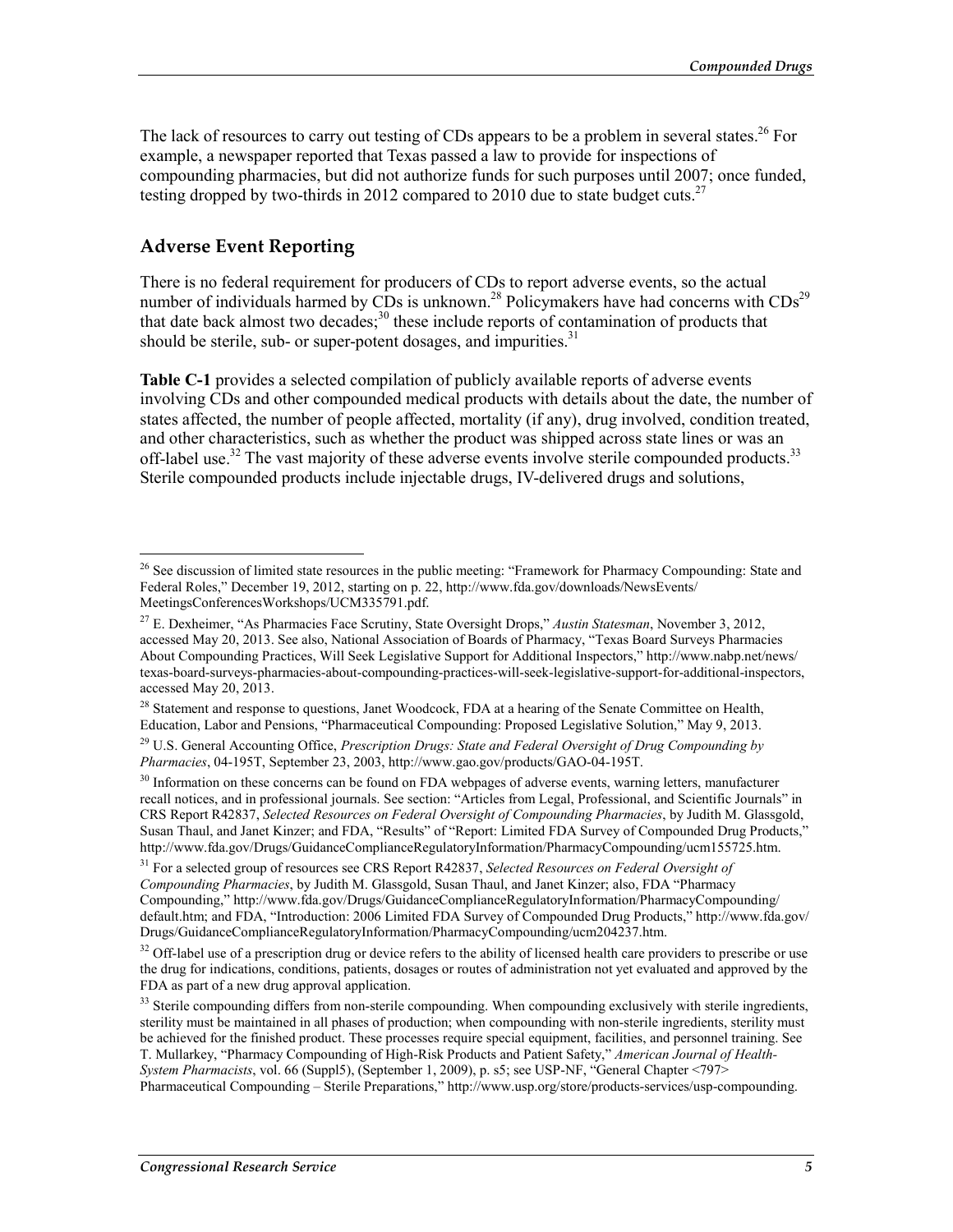The lack of resources to carry out testing of CDs appears to be a problem in several states.[26] For example, a newspaper reported that Texas passed a law to provide for inspections of compounding pharmacies, but did not authorize funds for such purposes until 2007; once funded, testing dropped by two-thirds in 2012 compared to 2010 due to state budget cuts.[27]

## Adverse Event Reporting

There is no federal requirement for producers of CDs to report adverse events, so the actual number of individuals harmed by CDs is unknown.[28] Policymakers have had concerns with CDs[29] that date back almost two decades;[30] these include reports of contamination of products that should be sterile, sub- or super-potent dosages, and impurities.[31]

**Table C-1** provides a selected compilation of publicly available reports of adverse events involving CDs and other compounded medical products with details about the date, the number of states affected, the number of people affected, mortality (if any), drug involved, condition treated, and other characteristics, such as whether the product was shipped across state lines or was an off-label use.[32] The vast majority of these adverse events involve sterile compounded products.[33] Sterile compounded products include injectable drugs, IV-delivered drugs and solutions,

---

[26] See discussion of limited state resources in the public meeting: "Framework for Pharmacy Compounding: State and Federal Roles," December 19, 2012, starting on p. 22, http://www.fda.gov/downloads/NewsEvents/MeetingsConferencesWorkshops/UCM335791.pdf.

[27] E. Dexheimer, "As Pharmacies Face Scrutiny, State Oversight Drops," *Austin Statesman*, November 3, 2012, accessed May 20, 2013. See also, National Association of Boards of Pharmacy, "Texas Board Surveys Pharmacies About Compounding Practices, Will Seek Legislative Support for Additional Inspectors," http://www.nabp.net/news/texas-board-surveys-pharmacies-about-compounding-practices-will-seek-legislative-support-for-additional-inspectors, accessed May 20, 2013.

[28] Statement and response to questions, Janet Woodcock, FDA at a hearing of the Senate Committee on Health, Education, Labor and Pensions, "Pharmaceutical Compounding: Proposed Legislative Solution," May 9, 2013.

[29] U.S. General Accounting Office, *Prescription Drugs: State and Federal Oversight of Drug Compounding by Pharmacies*, 04-195T, September 23, 2003, http://www.gao.gov/products/GAO-04-195T.

[30] Information on these concerns can be found on FDA webpages of adverse events, warning letters, manufacturer recall notices, and in professional journals. See section: "Articles from Legal, Professional, and Scientific Journals" in CRS Report R42837, *Selected Resources on Federal Oversight of Compounding Pharmacies*, by Judith M. Glassgold, Susan Thaul, and Janet Kinzer; and FDA, "Results" of "Report: Limited FDA Survey of Compounded Drug Products," http://www.fda.gov/Drugs/GuidanceComplianceRegulatoryInformation/PharmacyCompounding/ucm155725.htm.

[31] For a selected group of resources see CRS Report R42837, *Selected Resources on Federal Oversight of Compounding Pharmacies*, by Judith M. Glassgold, Susan Thaul, and Janet Kinzer; also, FDA "Pharmacy Compounding," http://www.fda.gov/Drugs/GuidanceComplianceRegulatoryInformation/PharmacyCompounding/default.htm; and FDA, "Introduction: 2006 Limited FDA Survey of Compounded Drug Products," http://www.fda.gov/Drugs/GuidanceComplianceRegulatoryInformation/PharmacyCompounding/ucm204237.htm.

[32] Off-label use of a prescription drug or device refers to the ability of licensed health care providers to prescribe or use the drug for indications, conditions, patients, dosages or routes of administration not yet evaluated and approved by the FDA as part of a new drug approval application.

[33] Sterile compounding differs from non-sterile compounding. When compounding exclusively with sterile ingredients, sterility must be maintained in all phases of production; when compounding with non-sterile ingredients, sterility must be achieved for the finished product. These processes require special equipment, facilities, and personnel training. See T. Mullarkey, "Pharmacy Compounding of High-Risk Products and Patient Safety," *American Journal of Health-System Pharmacists*, vol. 66 (Suppl5), (September 1, 2009), p. s5; see USP-NF, "General Chapter <797> Pharmaceutical Compounding – Sterile Preparations," http://www.usp.org/store/products-services/usp-compounding.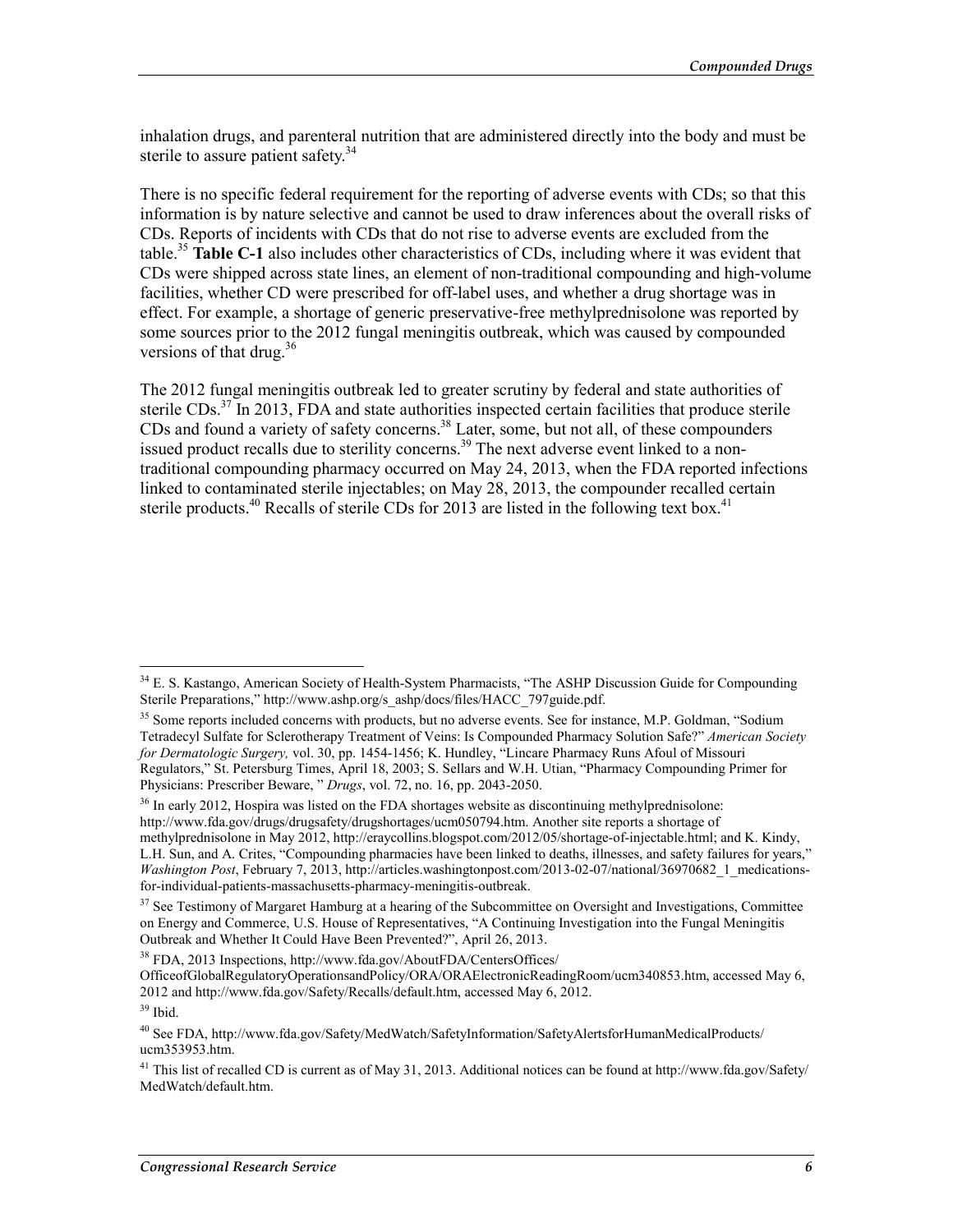inhalation drugs, and parenteral nutrition that are administered directly into the body and must be sterile to assure patient safety.[34]

There is no specific federal requirement for the reporting of adverse events with CDs; so that this information is by nature selective and cannot be used to draw inferences about the overall risks of CDs. Reports of incidents with CDs that do not rise to adverse events are excluded from the table.[35] **Table C-1** also includes other characteristics of CDs, including where it was evident that CDs were shipped across state lines, an element of non-traditional compounding and high-volume facilities, whether CD were prescribed for off-label uses, and whether a drug shortage was in effect. For example, a shortage of generic preservative-free methylprednisolone was reported by some sources prior to the 2012 fungal meningitis outbreak, which was caused by compounded versions of that drug.[36]

The 2012 fungal meningitis outbreak led to greater scrutiny by federal and state authorities of sterile CDs.[37] In 2013, FDA and state authorities inspected certain facilities that produce sterile CDs and found a variety of safety concerns.[38] Later, some, but not all, of these compounders issued product recalls due to sterility concerns.[39] The next adverse event linked to a non-traditional compounding pharmacy occurred on May 24, 2013, when the FDA reported infections linked to contaminated sterile injectables; on May 28, 2013, the compounder recalled certain sterile products.[40] Recalls of sterile CDs for 2013 are listed in the following text box.[41]

---

[34] E. S. Kastango, American Society of Health-System Pharmacists, "The ASHP Discussion Guide for Compounding Sterile Preparations," http://www.ashp.org/s_ashp/docs/files/HACC_797guide.pdf.

[35] Some reports included concerns with products, but no adverse events. See for instance, M.P. Goldman, "Sodium Tetradecyl Sulfate for Sclerotherapy Treatment of Veins: Is Compounded Pharmacy Solution Safe?" *American Society for Dermatologic Surgery,* vol. 30, pp. 1454-1456; K. Hundley, "Lincare Pharmacy Runs Afoul of Missouri Regulators," St. Petersburg Times, April 18, 2003; S. Sellars and W.H. Utian, "Pharmacy Compounding Primer for Physicians: Prescriber Beware, " *Drugs*, vol. 72, no. 16, pp. 2043-2050.

[36] In early 2012, Hospira was listed on the FDA shortages website as discontinuing methylprednisolone: http://www.fda.gov/drugs/drugsafety/drugshortages/ucm050794.htm. Another site reports a shortage of methylprednisolone in May 2012, http://eraycollins.blogspot.com/2012/05/shortage-of-injectable.html; and K. Kindy, L.H. Sun, and A. Crites, "Compounding pharmacies have been linked to deaths, illnesses, and safety failures for years," *Washington Post*, February 7, 2013, http://articles.washingtonpost.com/2013-02-07/national/36970682_1_medications-for-individual-patients-massachusetts-pharmacy-meningitis-outbreak.

[37] See Testimony of Margaret Hamburg at a hearing of the Subcommittee on Oversight and Investigations, Committee on Energy and Commerce, U.S. House of Representatives, "A Continuing Investigation into the Fungal Meningitis Outbreak and Whether It Could Have Been Prevented?", April 26, 2013.

[38] FDA, 2013 Inspections, http://www.fda.gov/AboutFDA/CentersOffices/OfficeofGlobalRegulatoryOperationsandPolicy/ORA/ORAElectronicReadingRoom/ucm340853.htm, accessed May 6, 2012 and http://www.fda.gov/Safety/Recalls/default.htm, accessed May 6, 2012.

[39] Ibid.

[40] See FDA, http://www.fda.gov/Safety/MedWatch/SafetyInformation/SafetyAlertsforHumanMedicalProducts/ucm353953.htm.

[41] This list of recalled CD is current as of May 31, 2013. Additional notices can be found at http://www.fda.gov/Safety/MedWatch/default.htm.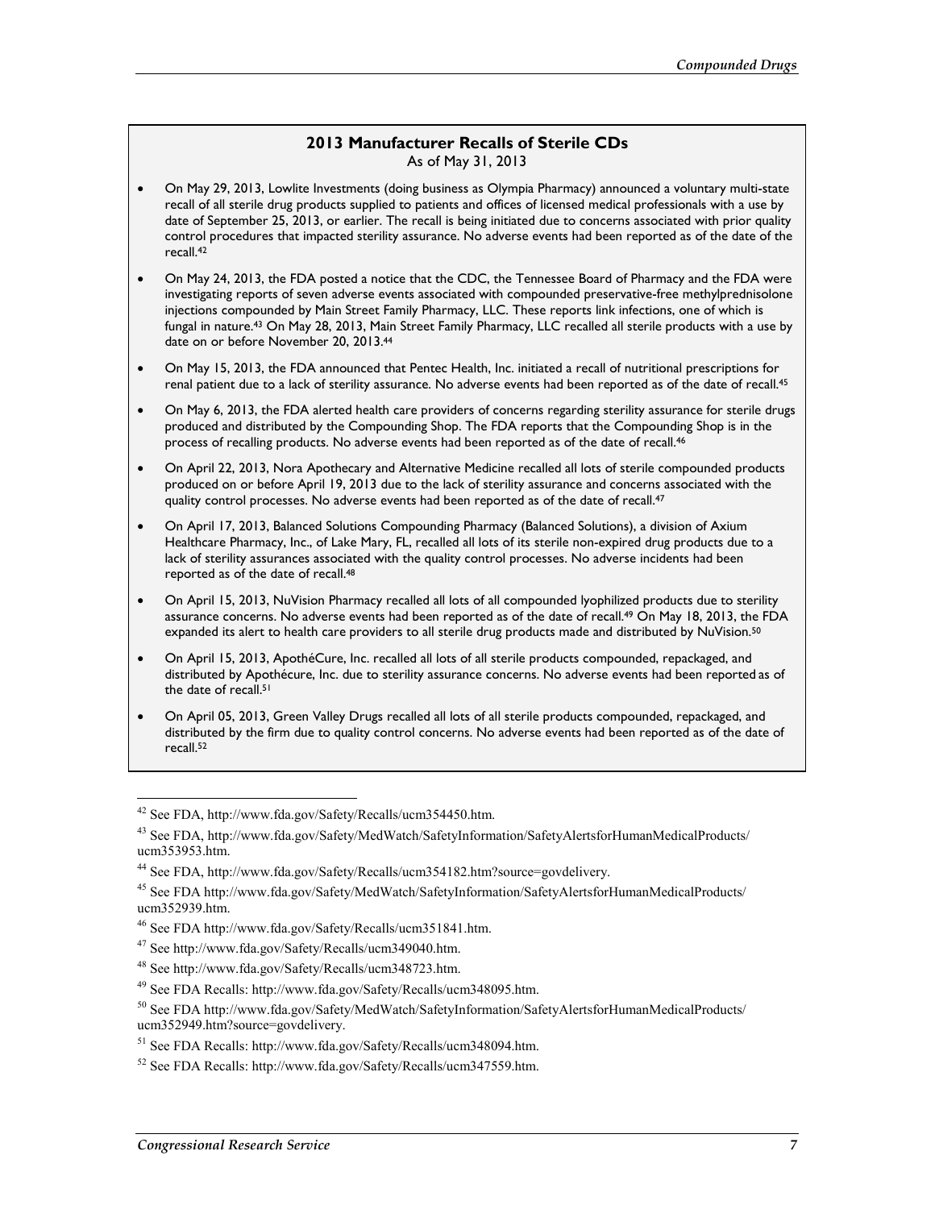### 2013 Manufacturer Recalls of Sterile CDs

As of May 31, 2013

- On May 29, 2013, Lowlite Investments (doing business as Olympia Pharmacy) announced a voluntary multi-state recall of all sterile drug products supplied to patients and offices of licensed medical professionals with a use by date of September 25, 2013, or earlier. The recall is being initiated due to concerns associated with prior quality control procedures that impacted sterility assurance. No adverse events had been reported as of the date of the recall.[42]
- On May 24, 2013, the FDA posted a notice that the CDC, the Tennessee Board of Pharmacy and the FDA were investigating reports of seven adverse events associated with compounded preservative-free methylprednisolone injections compounded by Main Street Family Pharmacy, LLC. These reports link infections, one of which is fungal in nature.[43] On May 28, 2013, Main Street Family Pharmacy, LLC recalled all sterile products with a use by date on or before November 20, 2013.[44]
- On May 15, 2013, the FDA announced that Pentec Health, Inc. initiated a recall of nutritional prescriptions for renal patient due to a lack of sterility assurance. No adverse events had been reported as of the date of recall.[45]
- On May 6, 2013, the FDA alerted health care providers of concerns regarding sterility assurance for sterile drugs produced and distributed by the Compounding Shop. The FDA reports that the Compounding Shop is in the process of recalling products. No adverse events had been reported as of the date of recall.[46]
- On April 22, 2013, Nora Apothecary and Alternative Medicine recalled all lots of sterile compounded products produced on or before April 19, 2013 due to the lack of sterility assurance and concerns associated with the quality control processes. No adverse events had been reported as of the date of recall.[47]
- On April 17, 2013, Balanced Solutions Compounding Pharmacy (Balanced Solutions), a division of Axium Healthcare Pharmacy, Inc., of Lake Mary, FL, recalled all lots of its sterile non-expired drug products due to a lack of sterility assurances associated with the quality control processes. No adverse incidents had been reported as of the date of recall.[48]
- On April 15, 2013, NuVision Pharmacy recalled all lots of all compounded lyophilized products due to sterility assurance concerns. No adverse events had been reported as of the date of recall.[49] On May 18, 2013, the FDA expanded its alert to health care providers to all sterile drug products made and distributed by NuVision.[50]
- On April 15, 2013, ApothéCure, Inc. recalled all lots of all sterile products compounded, repackaged, and distributed by Apothécure, Inc. due to sterility assurance concerns. No adverse events had been reported as of the date of recall.[51]
- On April 05, 2013, Green Valley Drugs recalled all lots of all sterile products compounded, repackaged, and distributed by the firm due to quality control concerns. No adverse events had been reported as of the date of recall.[52]

---

[42] See FDA, http://www.fda.gov/Safety/Recalls/ucm354450.htm.

[43] See FDA, http://www.fda.gov/Safety/MedWatch/SafetyInformation/SafetyAlertsforHumanMedicalProducts/ucm353953.htm.

[44] See FDA, http://www.fda.gov/Safety/Recalls/ucm354182.htm?source=govdelivery.

[45] See FDA http://www.fda.gov/Safety/MedWatch/SafetyInformation/SafetyAlertsforHumanMedicalProducts/ucm352939.htm.

[46] See FDA http://www.fda.gov/Safety/Recalls/ucm351841.htm.

[47] See http://www.fda.gov/Safety/Recalls/ucm349040.htm.

[48] See http://www.fda.gov/Safety/Recalls/ucm348723.htm.

[49] See FDA Recalls: http://www.fda.gov/Safety/Recalls/ucm348095.htm.

[50] See FDA http://www.fda.gov/Safety/MedWatch/SafetyInformation/SafetyAlertsforHumanMedicalProducts/ucm352949.htm?source=govdelivery.

[51] See FDA Recalls: http://www.fda.gov/Safety/Recalls/ucm348094.htm.

[52] See FDA Recalls: http://www.fda.gov/Safety/Recalls/ucm347559.htm.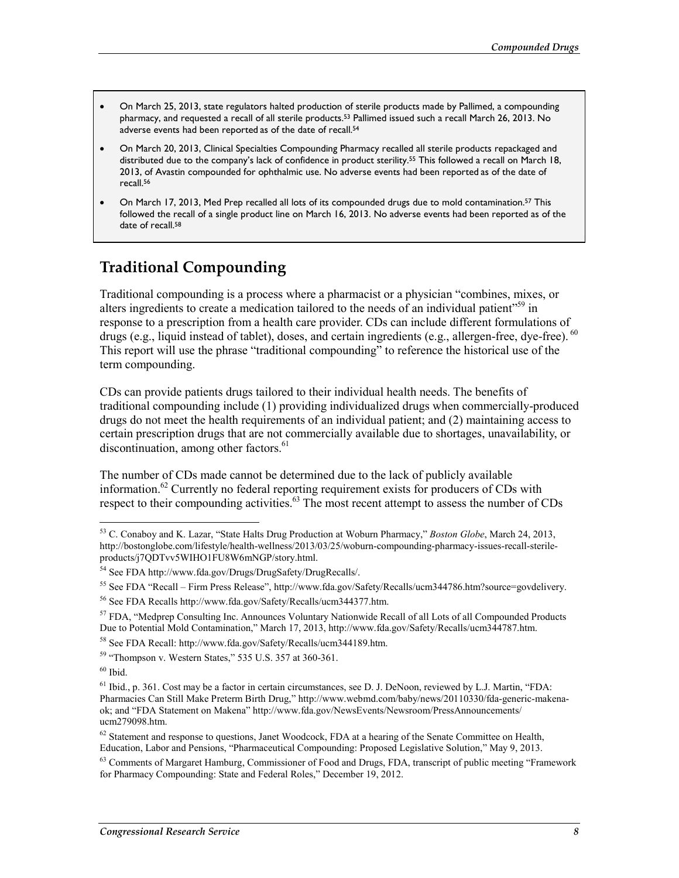- On March 25, 2013, state regulators halted production of sterile products made by Pallimed, a compounding pharmacy, and requested a recall of all sterile products.[53] Pallimed issued such a recall March 26, 2013. No adverse events had been reported as of the date of recall.[54]
- On March 20, 2013, Clinical Specialties Compounding Pharmacy recalled all sterile products repackaged and distributed due to the company's lack of confidence in product sterility.[55] This followed a recall on March 18, 2013, of Avastin compounded for ophthalmic use. No adverse events had been reported as of the date of recall.[56]
- On March 17, 2013, Med Prep recalled all lots of its compounded drugs due to mold contamination.[57] This followed the recall of a single product line on March 16, 2013. No adverse events had been reported as of the date of recall.[58]

## Traditional Compounding

Traditional compounding is a process where a pharmacist or a physician "combines, mixes, or alters ingredients to create a medication tailored to the needs of an individual patient"[59] in response to a prescription from a health care provider. CDs can include different formulations of drugs (e.g., liquid instead of tablet), doses, and certain ingredients (e.g., allergen-free, dye-free).[60] This report will use the phrase "traditional compounding" to reference the historical use of the term compounding.

CDs can provide patients drugs tailored to their individual health needs. The benefits of traditional compounding include (1) providing individualized drugs when commercially-produced drugs do not meet the health requirements of an individual patient; and (2) maintaining access to certain prescription drugs that are not commercially available due to shortages, unavailability, or discontinuation, among other factors.[61]

The number of CDs made cannot be determined due to the lack of publicly available information.[62] Currently no federal reporting requirement exists for producers of CDs with respect to their compounding activities.[63] The most recent attempt to assess the number of CDs

---

[53] C. Conaboy and K. Lazar, "State Halts Drug Production at Woburn Pharmacy," *Boston Globe*, March 24, 2013, http://bostonglobe.com/lifestyle/health-wellness/2013/03/25/woburn-compounding-pharmacy-issues-recall-sterile-products/j7QDTvv5WIHO1FU8W6mNGP/story.html.

[54] See FDA http://www.fda.gov/Drugs/DrugSafety/DrugRecalls/.

[55] See FDA "Recall – Firm Press Release", http://www.fda.gov/Safety/Recalls/ucm344786.htm?source=govdelivery.

[56] See FDA Recalls http://www.fda.gov/Safety/Recalls/ucm344377.htm.

[57] FDA, "Medprep Consulting Inc. Announces Voluntary Nationwide Recall of all Lots of all Compounded Products Due to Potential Mold Contamination," March 17, 2013, http://www.fda.gov/Safety/Recalls/ucm344787.htm.

[58] See FDA Recall: http://www.fda.gov/Safety/Recalls/ucm344189.htm.

[59] "Thompson v. Western States," 535 U.S. 357 at 360-361.

[60] Ibid.

[61] Ibid., p. 361. Cost may be a factor in certain circumstances, see D. J. DeNoon, reviewed by L.J. Martin, "FDA: Pharmacies Can Still Make Preterm Birth Drug," http://www.webmd.com/baby/news/20110330/fda-generic-makena-ok; and "FDA Statement on Makena" http://www.fda.gov/NewsEvents/Newsroom/PressAnnouncements/ucm279098.htm.

[62] Statement and response to questions, Janet Woodcock, FDA at a hearing of the Senate Committee on Health, Education, Labor and Pensions, "Pharmaceutical Compounding: Proposed Legislative Solution," May 9, 2013.

[63] Comments of Margaret Hamburg, Commissioner of Food and Drugs, FDA, transcript of public meeting "Framework for Pharmacy Compounding: State and Federal Roles," December 19, 2012.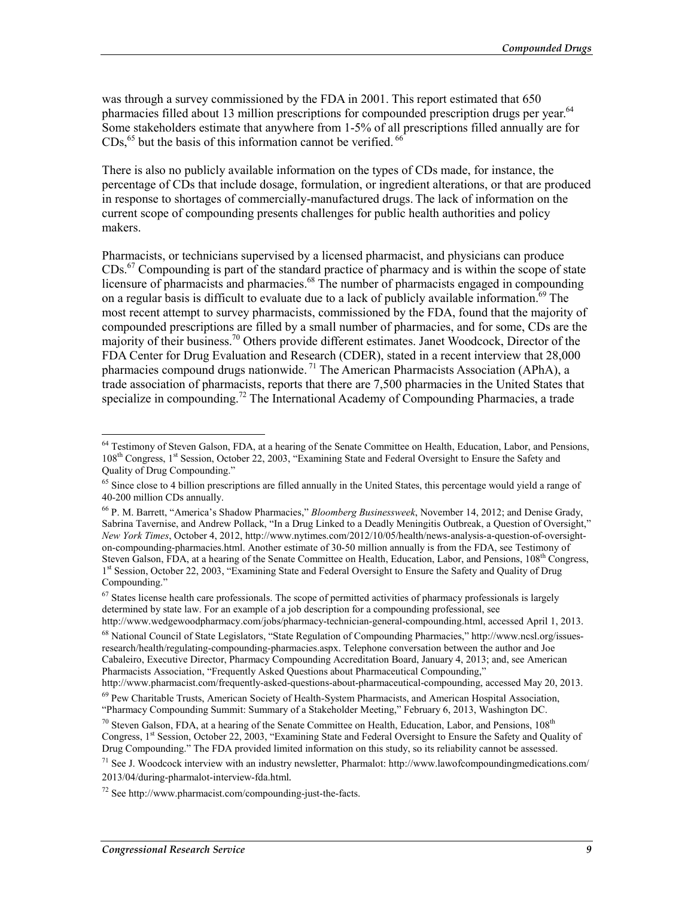was through a survey commissioned by the FDA in 2001. This report estimated that 650 pharmacies filled about 13 million prescriptions for compounded prescription drugs per year.[64] Some stakeholders estimate that anywhere from 1-5% of all prescriptions filled annually are for CDs,[65] but the basis of this information cannot be verified.[66]

There is also no publicly available information on the types of CDs made, for instance, the percentage of CDs that include dosage, formulation, or ingredient alterations, or that are produced in response to shortages of commercially-manufactured drugs. The lack of information on the current scope of compounding presents challenges for public health authorities and policy makers.

Pharmacists, or technicians supervised by a licensed pharmacist, and physicians can produce CDs.[67] Compounding is part of the standard practice of pharmacy and is within the scope of state licensure of pharmacists and pharmacies.[68] The number of pharmacists engaged in compounding on a regular basis is difficult to evaluate due to a lack of publicly available information.[69] The most recent attempt to survey pharmacists, commissioned by the FDA, found that the majority of compounded prescriptions are filled by a small number of pharmacies, and for some, CDs are the majority of their business.[70] Others provide different estimates. Janet Woodcock, Director of the FDA Center for Drug Evaluation and Research (CDER), stated in a recent interview that 28,000 pharmacies compound drugs nationwide.[71] The American Pharmacists Association (APhA), a trade association of pharmacists, reports that there are 7,500 pharmacies in the United States that specialize in compounding.[72] The International Academy of Compounding Pharmacies, a trade

---

[64] Testimony of Steven Galson, FDA, at a hearing of the Senate Committee on Health, Education, Labor, and Pensions, 108th Congress, 1st Session, October 22, 2003, "Examining State and Federal Oversight to Ensure the Safety and Quality of Drug Compounding."

[65] Since close to 4 billion prescriptions are filled annually in the United States, this percentage would yield a range of 40-200 million CDs annually.

[66] P. M. Barrett, "America's Shadow Pharmacies," *Bloomberg Businessweek*, November 14, 2012; and Denise Grady, Sabrina Tavernise, and Andrew Pollack, "In a Drug Linked to a Deadly Meningitis Outbreak, a Question of Oversight," *New York Times*, October 4, 2012, http://www.nytimes.com/2012/10/05/health/news-analysis-a-question-of-oversight-on-compounding-pharmacies.html. Another estimate of 30-50 million annually is from the FDA, see Testimony of Steven Galson, FDA, at a hearing of the Senate Committee on Health, Education, Labor, and Pensions, 108th Congress, 1st Session, October 22, 2003, "Examining State and Federal Oversight to Ensure the Safety and Quality of Drug Compounding."

[67] States license health care professionals. The scope of permitted activities of pharmacy professionals is largely determined by state law. For an example of a job description for a compounding professional, see http://www.wedgewoodpharmacy.com/jobs/pharmacy-technician-general-compounding.html, accessed April 1, 2013.

[68] National Council of State Legislators, "State Regulation of Compounding Pharmacies," http://www.ncsl.org/issues-research/health/regulating-compounding-pharmacies.aspx. Telephone conversation between the author and Joe Cabaleiro, Executive Director, Pharmacy Compounding Accreditation Board, January 4, 2013; and, see American Pharmacists Association, "Frequently Asked Questions about Pharmaceutical Compounding," http://www.pharmacist.com/frequently-asked-questions-about-pharmaceutical-compounding, accessed May 20, 2013.

[69] Pew Charitable Trusts, American Society of Health-System Pharmacists, and American Hospital Association, "Pharmacy Compounding Summit: Summary of a Stakeholder Meeting," February 6, 2013, Washington DC.

[70] Steven Galson, FDA, at a hearing of the Senate Committee on Health, Education, Labor, and Pensions, 108th Congress, 1st Session, October 22, 2003, "Examining State and Federal Oversight to Ensure the Safety and Quality of Drug Compounding." The FDA provided limited information on this study, so its reliability cannot be assessed.

[71] See J. Woodcock interview with an industry newsletter, Pharmalot: http://www.lawofcompoundingmedications.com/2013/04/during-pharmalot-interview-fda.html.

[72] See http://www.pharmacist.com/compounding-just-the-facts.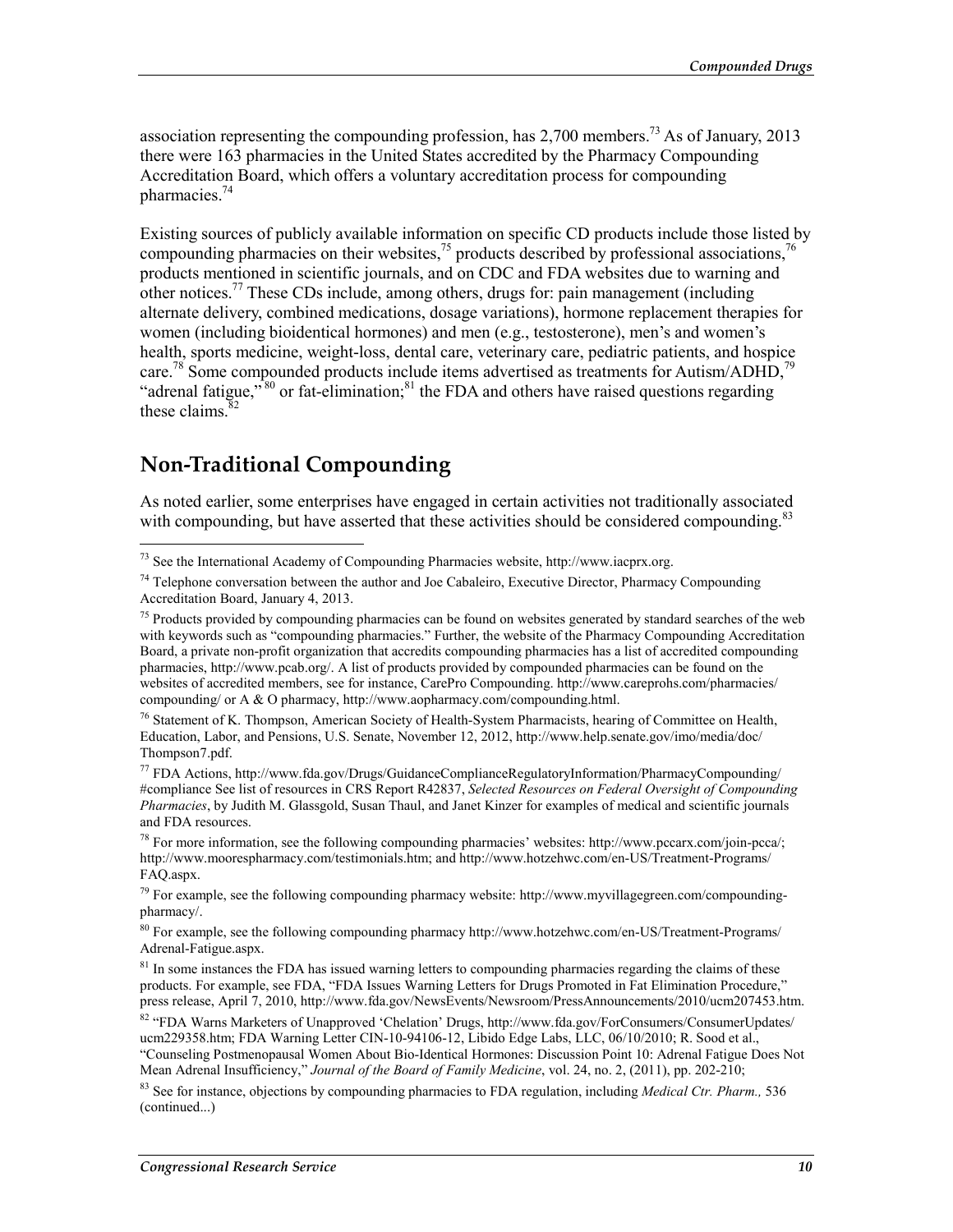association representing the compounding profession, has 2,700 members.[73] As of January, 2013 there were 163 pharmacies in the United States accredited by the Pharmacy Compounding Accreditation Board, which offers a voluntary accreditation process for compounding pharmacies.[74]

Existing sources of publicly available information on specific CD products include those listed by compounding pharmacies on their websites,[75] products described by professional associations,[76] products mentioned in scientific journals, and on CDC and FDA websites due to warning and other notices.[77] These CDs include, among others, drugs for: pain management (including alternate delivery, combined medications, dosage variations), hormone replacement therapies for women (including bioidentical hormones) and men (e.g., testosterone), men's and women's health, sports medicine, weight-loss, dental care, veterinary care, pediatric patients, and hospice care.[78] Some compounded products include items advertised as treatments for Autism/ADHD,[79] "adrenal fatigue,"[80] or fat-elimination;[81] the FDA and others have raised questions regarding these claims.[82]

## Non-Traditional Compounding

As noted earlier, some enterprises have engaged in certain activities not traditionally associated with compounding, but have asserted that these activities should be considered compounding.[83]

---

[73] See the International Academy of Compounding Pharmacies website, http://www.iacprx.org.

[74] Telephone conversation between the author and Joe Cabaleiro, Executive Director, Pharmacy Compounding Accreditation Board, January 4, 2013.

[75] Products provided by compounding pharmacies can be found on websites generated by standard searches of the web with keywords such as "compounding pharmacies." Further, the website of the Pharmacy Compounding Accreditation Board, a private non-profit organization that accredits compounding pharmacies has a list of accredited compounding pharmacies, http://www.pcab.org/. A list of products provided by compounded pharmacies can be found on the websites of accredited members, see for instance, CarePro Compounding. http://www.careprohs.com/pharmacies/compounding/ or A & O pharmacy, http://www.aopharmacy.com/compounding.html.

[76] Statement of K. Thompson, American Society of Health-System Pharmacists, hearing of Committee on Health, Education, Labor, and Pensions, U.S. Senate, November 12, 2012, http://www.help.senate.gov/imo/media/doc/Thompson7.pdf.

[77] FDA Actions, http://www.fda.gov/Drugs/GuidanceComplianceRegulatoryInformation/PharmacyCompounding/#compliance See list of resources in CRS Report R42837, *Selected Resources on Federal Oversight of Compounding Pharmacies*, by Judith M. Glassgold, Susan Thaul, and Janet Kinzer for examples of medical and scientific journals and FDA resources.

[78] For more information, see the following compounding pharmacies' websites: http://www.pccarx.com/join-pcca/; http://www.moorespharmacy.com/testimonials.htm; and http://www.hotzehwc.com/en-US/Treatment-Programs/FAQ.aspx.

[79] For example, see the following compounding pharmacy website: http://www.myvillagegreen.com/compounding-pharmacy/.

[80] For example, see the following compounding pharmacy http://www.hotzehwc.com/en-US/Treatment-Programs/Adrenal-Fatigue.aspx.

[81] In some instances the FDA has issued warning letters to compounding pharmacies regarding the claims of these products. For example, see FDA, "FDA Issues Warning Letters for Drugs Promoted in Fat Elimination Procedure," press release, April 7, 2010, http://www.fda.gov/NewsEvents/Newsroom/PressAnnouncements/2010/ucm207453.htm.

[82] "FDA Warns Marketers of Unapproved 'Chelation' Drugs, http://www.fda.gov/ForConsumers/ConsumerUpdates/ucm229358.htm; FDA Warning Letter CIN-10-94106-12, Libido Edge Labs, LLC, 06/10/2010; R. Sood et al., "Counseling Postmenopausal Women About Bio-Identical Hormones: Discussion Point 10: Adrenal Fatigue Does Not Mean Adrenal Insufficiency," *Journal of the Board of Family Medicine*, vol. 24, no. 2, (2011), pp. 202-210;

[83] See for instance, objections by compounding pharmacies to FDA regulation, including *Medical Ctr. Pharm.,* 536 (continued...)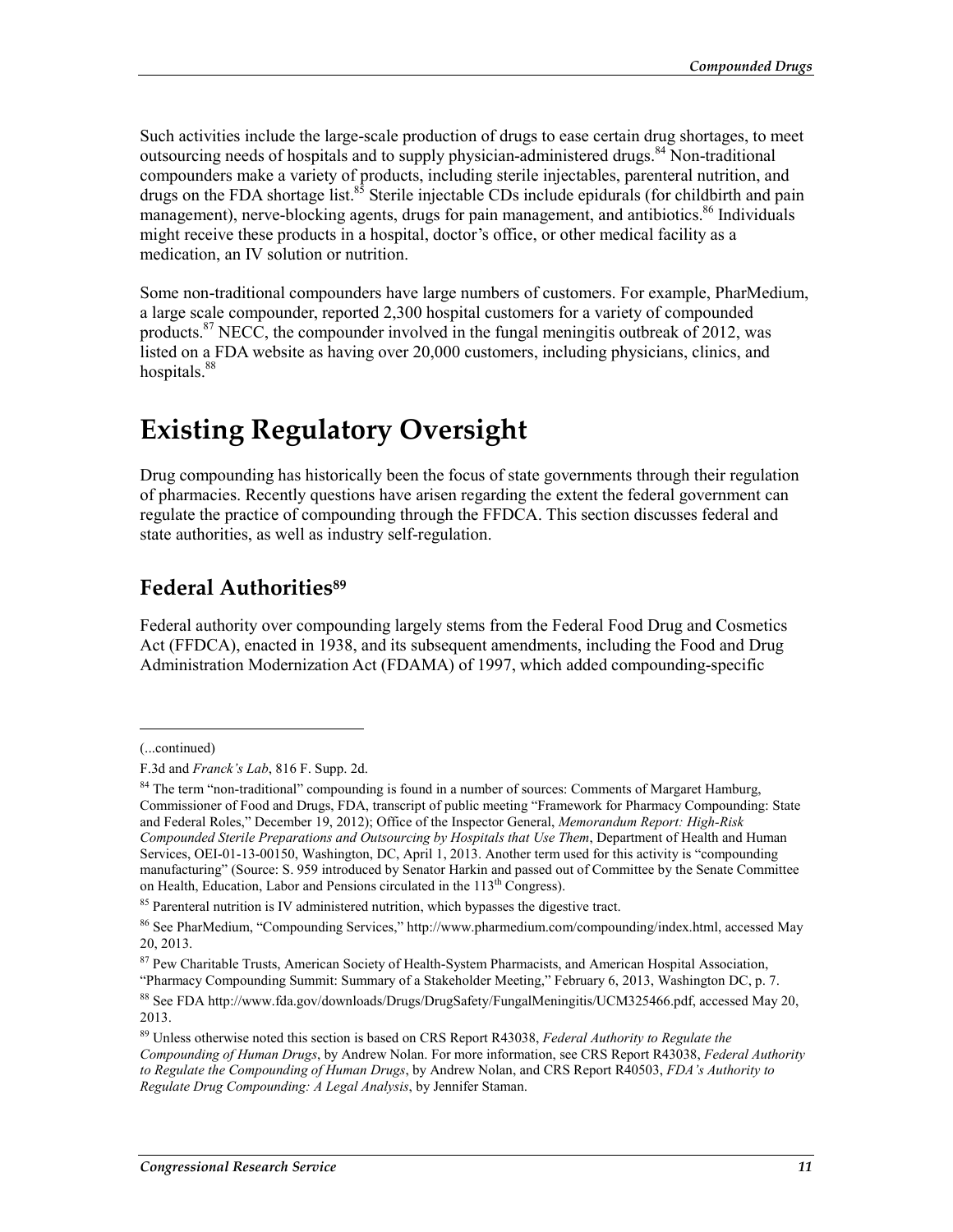Such activities include the large-scale production of drugs to ease certain drug shortages, to meet outsourcing needs of hospitals and to supply physician-administered drugs.[84] Non-traditional compounders make a variety of products, including sterile injectables, parenteral nutrition, and drugs on the FDA shortage list.[85] Sterile injectable CDs include epidurals (for childbirth and pain management), nerve-blocking agents, drugs for pain management, and antibiotics.[86] Individuals might receive these products in a hospital, doctor's office, or other medical facility as a medication, an IV solution or nutrition.

Some non-traditional compounders have large numbers of customers. For example, PharMedium, a large scale compounder, reported 2,300 hospital customers for a variety of compounded products.[87] NECC, the compounder involved in the fungal meningitis outbreak of 2012, was listed on a FDA website as having over 20,000 customers, including physicians, clinics, and hospitals.[88]

# Existing Regulatory Oversight

Drug compounding has historically been the focus of state governments through their regulation of pharmacies. Recently questions have arisen regarding the extent the federal government can regulate the practice of compounding through the FFDCA. This section discusses federal and state authorities, as well as industry self-regulation.

## Federal Authorities[89]

Federal authority over compounding largely stems from the Federal Food Drug and Cosmetics Act (FFDCA), enacted in 1938, and its subsequent amendments, including the Food and Drug Administration Modernization Act (FDAMA) of 1997, which added compounding-specific

---

(...continued)

F.3d and *Franck's Lab*, 816 F. Supp. 2d.

[84] The term "non-traditional" compounding is found in a number of sources: Comments of Margaret Hamburg, Commissioner of Food and Drugs, FDA, transcript of public meeting "Framework for Pharmacy Compounding: State and Federal Roles," December 19, 2012); Office of the Inspector General, *Memorandum Report: High-Risk Compounded Sterile Preparations and Outsourcing by Hospitals that Use Them*, Department of Health and Human Services, OEI-01-13-00150, Washington, DC, April 1, 2013. Another term used for this activity is "compounding manufacturing" (Source: S. 959 introduced by Senator Harkin and passed out of Committee by the Senate Committee on Health, Education, Labor and Pensions circulated in the 113th Congress).

[85] Parenteral nutrition is IV administered nutrition, which bypasses the digestive tract.

[86] See PharMedium, "Compounding Services," http://www.pharmedium.com/compounding/index.html, accessed May 20, 2013.

[87] Pew Charitable Trusts, American Society of Health-System Pharmacists, and American Hospital Association, "Pharmacy Compounding Summit: Summary of a Stakeholder Meeting," February 6, 2013, Washington DC, p. 7.

[88] See FDA http://www.fda.gov/downloads/Drugs/DrugSafety/FungalMeningitis/UCM325466.pdf, accessed May 20, 2013.

[89] Unless otherwise noted this section is based on CRS Report R43038, *Federal Authority to Regulate the Compounding of Human Drugs*, by Andrew Nolan. For more information, see CRS Report R43038, *Federal Authority to Regulate the Compounding of Human Drugs*, by Andrew Nolan, and CRS Report R40503, *FDA's Authority to Regulate Drug Compounding: A Legal Analysis*, by Jennifer Staman.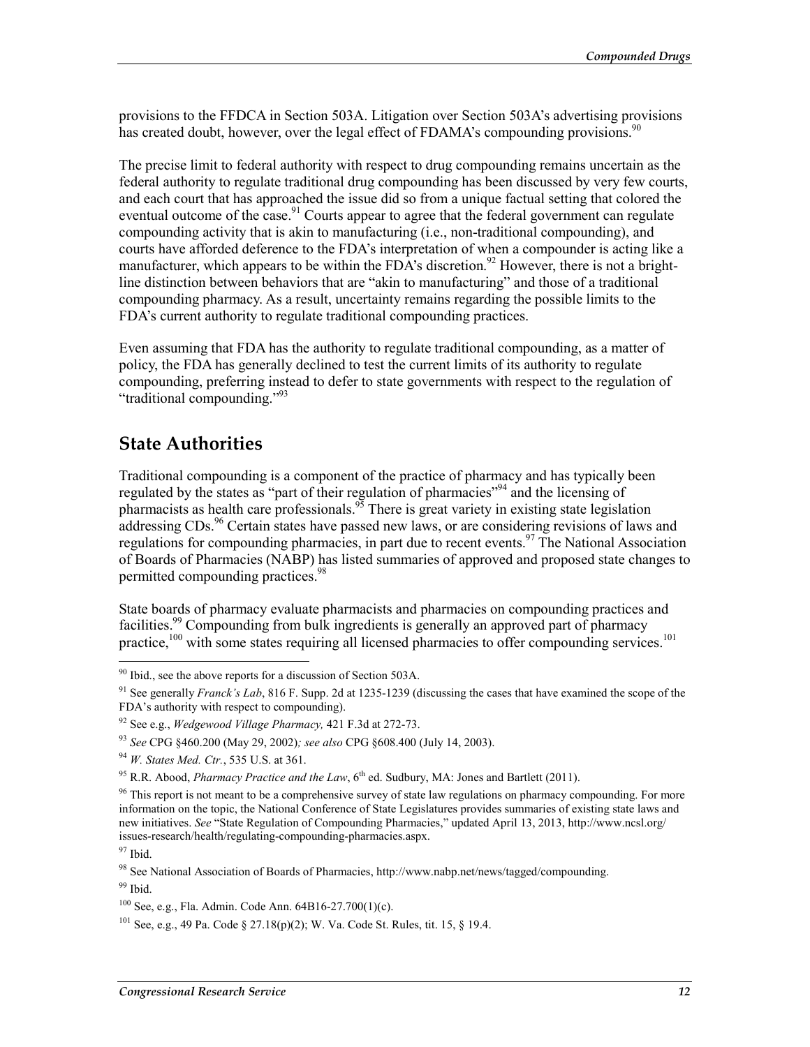provisions to the FFDCA in Section 503A. Litigation over Section 503A's advertising provisions has created doubt, however, over the legal effect of FDAMA's compounding provisions.[90]

The precise limit to federal authority with respect to drug compounding remains uncertain as the federal authority to regulate traditional drug compounding has been discussed by very few courts, and each court that has approached the issue did so from a unique factual setting that colored the eventual outcome of the case.[91] Courts appear to agree that the federal government can regulate compounding activity that is akin to manufacturing (i.e., non-traditional compounding), and courts have afforded deference to the FDA's interpretation of when a compounder is acting like a manufacturer, which appears to be within the FDA's discretion.[92] However, there is not a bright-line distinction between behaviors that are "akin to manufacturing" and those of a traditional compounding pharmacy. As a result, uncertainty remains regarding the possible limits to the FDA's current authority to regulate traditional compounding practices.

Even assuming that FDA has the authority to regulate traditional compounding, as a matter of policy, the FDA has generally declined to test the current limits of its authority to regulate compounding, preferring instead to defer to state governments with respect to the regulation of "traditional compounding."[93]

## State Authorities

Traditional compounding is a component of the practice of pharmacy and has typically been regulated by the states as "part of their regulation of pharmacies"[94] and the licensing of pharmacists as health care professionals.[95] There is great variety in existing state legislation addressing CDs.[96] Certain states have passed new laws, or are considering revisions of laws and regulations for compounding pharmacies, in part due to recent events.[97] The National Association of Boards of Pharmacies (NABP) has listed summaries of approved and proposed state changes to permitted compounding practices.[98]

State boards of pharmacy evaluate pharmacists and pharmacies on compounding practices and facilities.[99] Compounding from bulk ingredients is generally an approved part of pharmacy practice,[100] with some states requiring all licensed pharmacies to offer compounding services.[101]

---

[90] Ibid., see the above reports for a discussion of Section 503A.

[91] See generally *Franck's Lab*, 816 F. Supp. 2d at 1235-1239 (discussing the cases that have examined the scope of the FDA's authority with respect to compounding).

[92] See e.g., *Wedgewood Village Pharmacy,* 421 F.3d at 272-73.

[93] *See* CPG §460.200 (May 29, 2002)*; see also* CPG §608.400 (July 14, 2003).

[94] *W. States Med. Ctr.*, 535 U.S. at 361.

[95] R.R. Abood, *Pharmacy Practice and the Law*, 6th ed. Sudbury, MA: Jones and Bartlett (2011).

[96] This report is not meant to be a comprehensive survey of state law regulations on pharmacy compounding. For more information on the topic, the National Conference of State Legislatures provides summaries of existing state laws and new initiatives. *See* "State Regulation of Compounding Pharmacies," updated April 13, 2013, http://www.ncsl.org/issues-research/health/regulating-compounding-pharmacies.aspx.

[97] Ibid.

[98] See National Association of Boards of Pharmacies, http://www.nabp.net/news/tagged/compounding.

[99] Ibid.

[100] See, e.g., Fla. Admin. Code Ann. 64B16-27.700(1)(c).

[101] See, e.g., 49 Pa. Code § 27.18(p)(2); W. Va. Code St. Rules, tit. 15, § 19.4.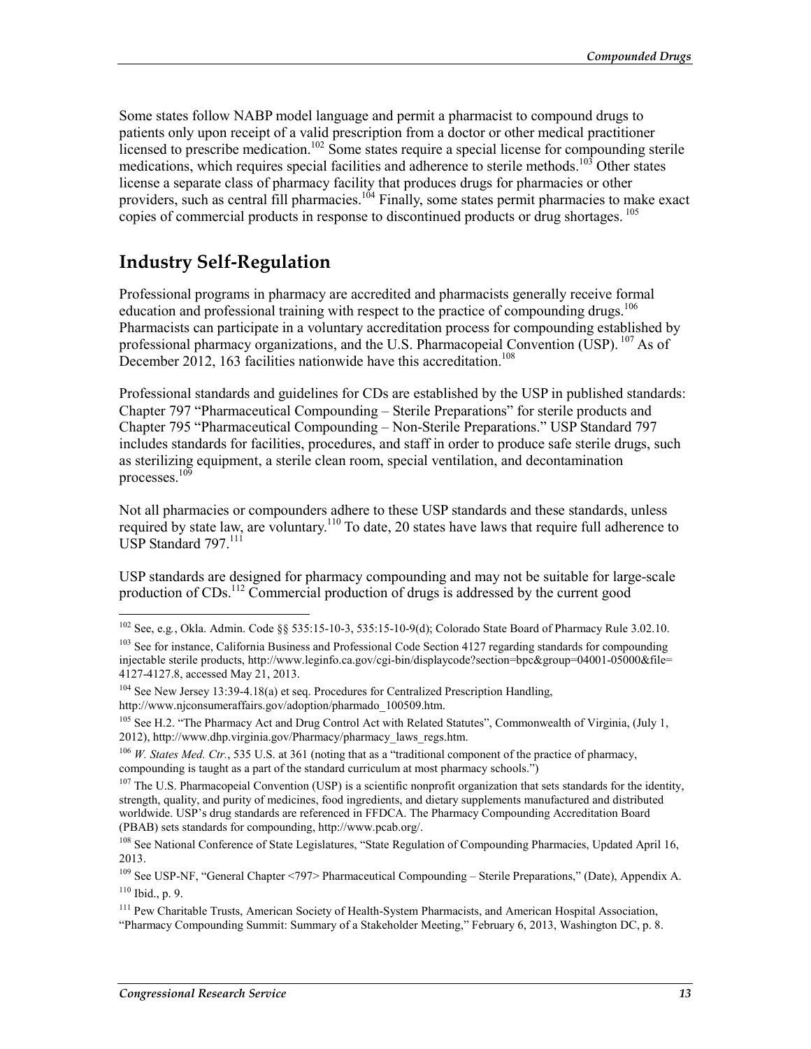Some states follow NABP model language and permit a pharmacist to compound drugs to patients only upon receipt of a valid prescription from a doctor or other medical practitioner licensed to prescribe medication.[102] Some states require a special license for compounding sterile medications, which requires special facilities and adherence to sterile methods.[103] Other states license a separate class of pharmacy facility that produces drugs for pharmacies or other providers, such as central fill pharmacies.[104] Finally, some states permit pharmacies to make exact copies of commercial products in response to discontinued products or drug shortages.[105]

## Industry Self-Regulation

Professional programs in pharmacy are accredited and pharmacists generally receive formal education and professional training with respect to the practice of compounding drugs.[106] Pharmacists can participate in a voluntary accreditation process for compounding established by professional pharmacy organizations, and the U.S. Pharmacopeial Convention (USP).[107] As of December 2012, 163 facilities nationwide have this accreditation.[108]

Professional standards and guidelines for CDs are established by the USP in published standards: Chapter 797 "Pharmaceutical Compounding – Sterile Preparations" for sterile products and Chapter 795 "Pharmaceutical Compounding – Non-Sterile Preparations." USP Standard 797 includes standards for facilities, procedures, and staff in order to produce safe sterile drugs, such as sterilizing equipment, a sterile clean room, special ventilation, and decontamination processes.[109]

Not all pharmacies or compounders adhere to these USP standards and these standards, unless required by state law, are voluntary.[110] To date, 20 states have laws that require full adherence to USP Standard 797.[111]

USP standards are designed for pharmacy compounding and may not be suitable for large-scale production of CDs.[112] Commercial production of drugs is addressed by the current good

---

[102] See, e.g., Okla. Admin. Code §§ 535:15-10-3, 535:15-10-9(d); Colorado State Board of Pharmacy Rule 3.02.10.

[103] See for instance, California Business and Professional Code Section 4127 regarding standards for compounding injectable sterile products, http://www.leginfo.ca.gov/cgi-bin/displaycode?section=bpc&group=04001-05000&file=4127-4127.8, accessed May 21, 2013.

[104] See New Jersey 13:39-4.18(a) et seq. Procedures for Centralized Prescription Handling, http://www.njconsumeraffairs.gov/adoption/pharmado_100509.htm.

[105] See H.2. "The Pharmacy Act and Drug Control Act with Related Statutes", Commonwealth of Virginia, (July 1, 2012), http://www.dhp.virginia.gov/Pharmacy/pharmacy_laws_regs.htm.

[106] *W. States Med. Ctr.*, 535 U.S. at 361 (noting that as a "traditional component of the practice of pharmacy, compounding is taught as a part of the standard curriculum at most pharmacy schools.")

[107] The U.S. Pharmacopeial Convention (USP) is a scientific nonprofit organization that sets standards for the identity, strength, quality, and purity of medicines, food ingredients, and dietary supplements manufactured and distributed worldwide. USP's drug standards are referenced in FFDCA. The Pharmacy Compounding Accreditation Board (PBAB) sets standards for compounding, http://www.pcab.org/.

[108] See National Conference of State Legislatures, "State Regulation of Compounding Pharmacies, Updated April 16, 2013.

[109] See USP-NF, "General Chapter <797> Pharmaceutical Compounding – Sterile Preparations," (Date), Appendix A.

[110] Ibid., p. 9.

[111] Pew Charitable Trusts, American Society of Health-System Pharmacists, and American Hospital Association, "Pharmacy Compounding Summit: Summary of a Stakeholder Meeting," February 6, 2013, Washington DC, p. 8.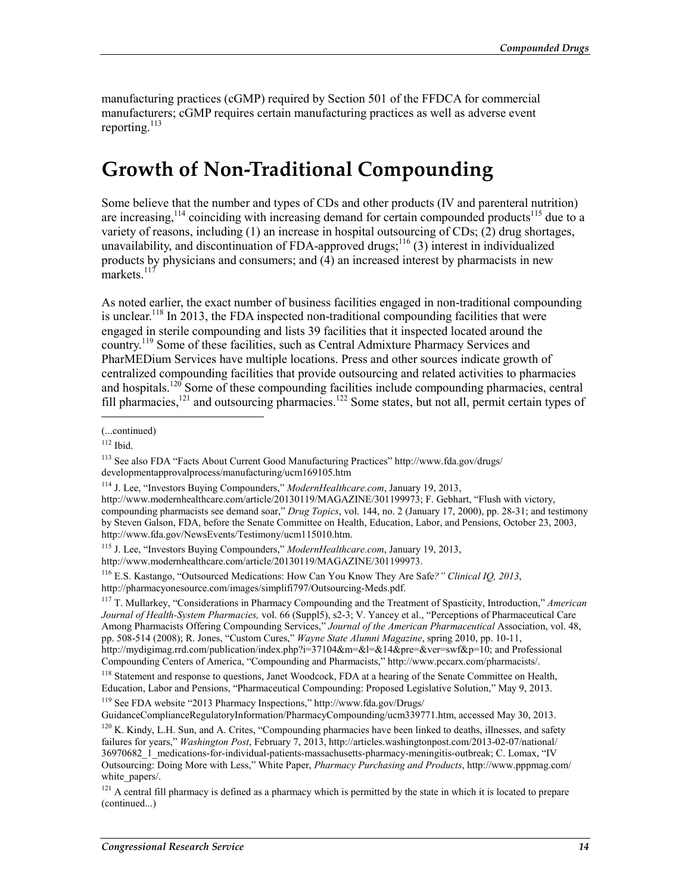manufacturing practices (cGMP) required by Section 501 of the FFDCA for commercial manufacturers; cGMP requires certain manufacturing practices as well as adverse event reporting.[113]

# Growth of Non-Traditional Compounding

Some believe that the number and types of CDs and other products (IV and parenteral nutrition) are increasing,[114] coinciding with increasing demand for certain compounded products[115] due to a variety of reasons, including (1) an increase in hospital outsourcing of CDs; (2) drug shortages, unavailability, and discontinuation of FDA-approved drugs;[116] (3) interest in individualized products by physicians and consumers; and (4) an increased interest by pharmacists in new markets.[117]

As noted earlier, the exact number of business facilities engaged in non-traditional compounding is unclear.[118] In 2013, the FDA inspected non-traditional compounding facilities that were engaged in sterile compounding and lists 39 facilities that it inspected located around the country.[119] Some of these facilities, such as Central Admixture Pharmacy Services and PharMEDium Services have multiple locations. Press and other sources indicate growth of centralized compounding facilities that provide outsourcing and related activities to pharmacies and hospitals.[120] Some of these compounding facilities include compounding pharmacies, central fill pharmacies,[121] and outsourcing pharmacies.[122] Some states, but not all, permit certain types of

---

(...continued)

[112] Ibid.

[113] See also FDA "Facts About Current Good Manufacturing Practices" http://www.fda.gov/drugs/developmentapprovalprocess/manufacturing/ucm169105.htm

[114] J. Lee, "Investors Buying Compounders," *ModernHealthcare.com*, January 19, 2013, http://www.modernhealthcare.com/article/20130119/MAGAZINE/301199973; F. Gebhart, "Flush with victory, compounding pharmacists see demand soar," *Drug Topics*, vol. 144, no. 2 (January 17, 2000), pp. 28-31; and testimony by Steven Galson, FDA, before the Senate Committee on Health, Education, Labor, and Pensions, October 23, 2003, http://www.fda.gov/NewsEvents/Testimony/ucm115010.htm.

[115] J. Lee, "Investors Buying Compounders," *ModernHealthcare.com*, January 19, 2013, http://www.modernhealthcare.com/article/20130119/MAGAZINE/301199973.

[116] E.S. Kastango, "Outsourced Medications: How Can You Know They Are Safe*?" Clinical IQ, 2013*, http://pharmacyonesource.com/images/simplifi797/Outsourcing-Meds.pdf.

[117] T. Mullarkey, "Considerations in Pharmacy Compounding and the Treatment of Spasticity, Introduction," *American Journal of Health-System Pharmacies,* vol. 66 (Suppl5), s2-3; V. Yancey et al., "Perceptions of Pharmaceutical Care Among Pharmacists Offering Compounding Services," *Journal of the American Pharmaceutical* Association, vol. 48, pp. 508-514 (2008); R. Jones, "Custom Cures," *Wayne State Alumni Magazine*, spring 2010, pp. 10-11, http://mydigimag.rrd.com/publication/index.php?i=37104&m=&l=&14&pre=&ver=swf&p=10; and Professional Compounding Centers of America, "Compounding and Pharmacists," http://www.pccarx.com/pharmacists/.

[118] Statement and response to questions, Janet Woodcock, FDA at a hearing of the Senate Committee on Health, Education, Labor and Pensions, "Pharmaceutical Compounding: Proposed Legislative Solution," May 9, 2013.

[119] See FDA website "2013 Pharmacy Inspections," http://www.fda.gov/Drugs/GuidanceComplianceRegulatoryInformation/PharmacyCompounding/ucm339771.htm, accessed May 30, 2013.

[120] K. Kindy, L.H. Sun, and A. Crites, "Compounding pharmacies have been linked to deaths, illnesses, and safety failures for years," *Washington Post*, February 7, 2013, http://articles.washingtonpost.com/2013-02-07/national/36970682_1_medications-for-individual-patients-massachusetts-pharmacy-meningitis-outbreak; C. Lomax, "IV Outsourcing: Doing More with Less," White Paper, *Pharmacy Purchasing and Products*, http://www.pppmag.com/white_papers/.

[121] A central fill pharmacy is defined as a pharmacy which is permitted by the state in which it is located to prepare (continued...)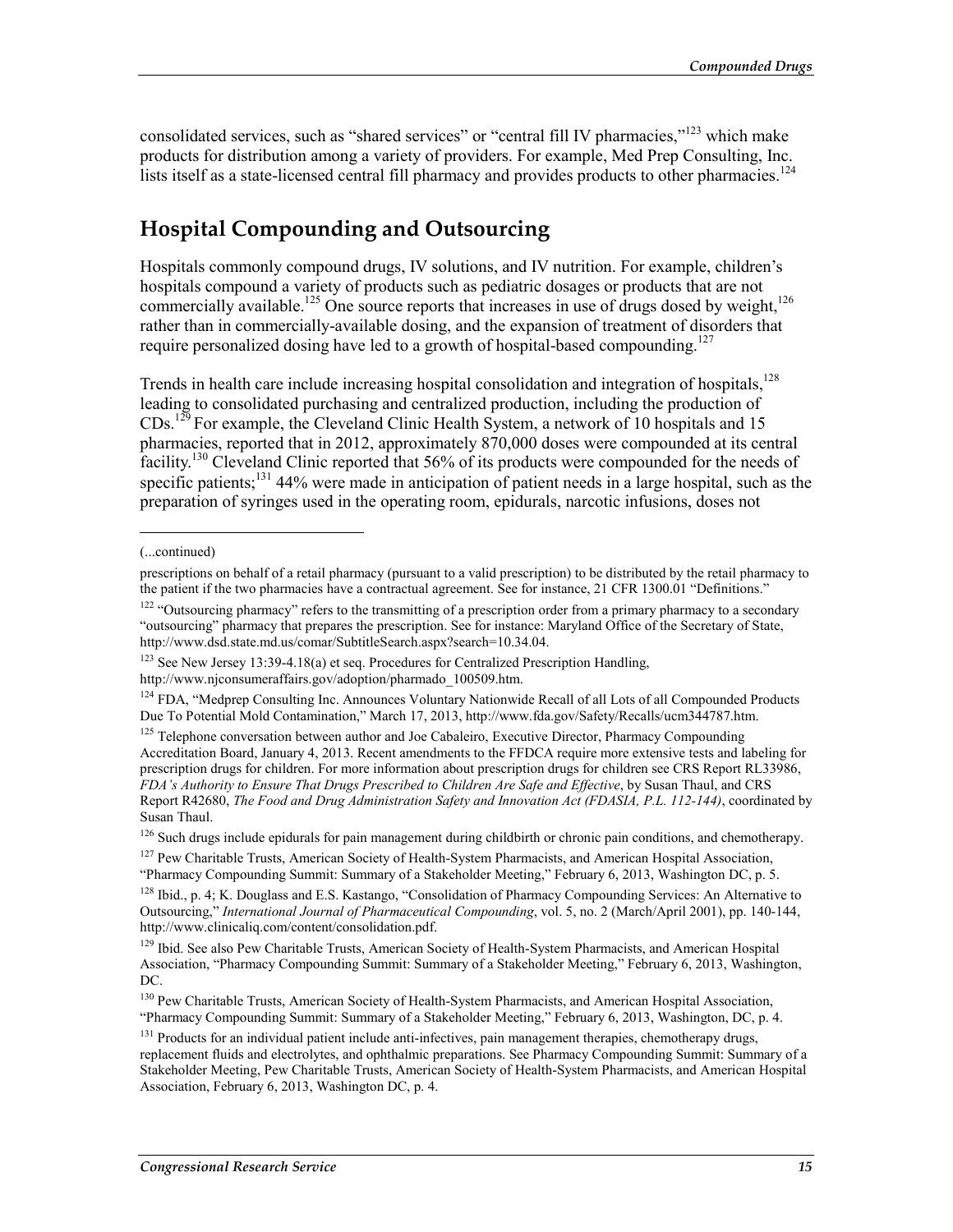consolidated services, such as "shared services" or "central fill IV pharmacies,"[123] which make products for distribution among a variety of providers. For example, Med Prep Consulting, Inc. lists itself as a state-licensed central fill pharmacy and provides products to other pharmacies.[124]

## Hospital Compounding and Outsourcing

Hospitals commonly compound drugs, IV solutions, and IV nutrition. For example, children's hospitals compound a variety of products such as pediatric dosages or products that are not commercially available.[125] One source reports that increases in use of drugs dosed by weight,[126] rather than in commercially-available dosing, and the expansion of treatment of disorders that require personalized dosing have led to a growth of hospital-based compounding.[127]

Trends in health care include increasing hospital consolidation and integration of hospitals,[128] leading to consolidated purchasing and centralized production, including the production of CDs.[129] For example, the Cleveland Clinic Health System, a network of 10 hospitals and 15 pharmacies, reported that in 2012, approximately 870,000 doses were compounded at its central facility.[130] Cleveland Clinic reported that 56% of its products were compounded for the needs of specific patients;[131] 44% were made in anticipation of patient needs in a large hospital, such as the preparation of syringes used in the operating room, epidurals, narcotic infusions, doses not

---

(...continued)

prescriptions on behalf of a retail pharmacy (pursuant to a valid prescription) to be distributed by the retail pharmacy to the patient if the two pharmacies have a contractual agreement. See for instance, 21 CFR 1300.01 "Definitions."

[122] "Outsourcing pharmacy" refers to the transmitting of a prescription order from a primary pharmacy to a secondary "outsourcing" pharmacy that prepares the prescription. See for instance: Maryland Office of the Secretary of State, http://www.dsd.state.md.us/comar/SubtitleSearch.aspx?search=10.34.04.

[123] See New Jersey 13:39-4.18(a) et seq. Procedures for Centralized Prescription Handling, http://www.njconsumeraffairs.gov/adoption/pharmado_100509.htm.

[124] FDA, "Medprep Consulting Inc. Announces Voluntary Nationwide Recall of all Lots of all Compounded Products Due To Potential Mold Contamination," March 17, 2013, http://www.fda.gov/Safety/Recalls/ucm344787.htm.

[125] Telephone conversation between author and Joe Cabaleiro, Executive Director, Pharmacy Compounding Accreditation Board, January 4, 2013. Recent amendments to the FFDCA require more extensive tests and labeling for prescription drugs for children. For more information about prescription drugs for children see CRS Report RL33986, *FDA's Authority to Ensure That Drugs Prescribed to Children Are Safe and Effective*, by Susan Thaul, and CRS Report R42680, *The Food and Drug Administration Safety and Innovation Act (FDASIA, P.L. 112-144)*, coordinated by Susan Thaul.

[126] Such drugs include epidurals for pain management during childbirth or chronic pain conditions, and chemotherapy.

[127] Pew Charitable Trusts, American Society of Health-System Pharmacists, and American Hospital Association, "Pharmacy Compounding Summit: Summary of a Stakeholder Meeting," February 6, 2013, Washington DC, p. 5.

[128] Ibid., p. 4; K. Douglass and E.S. Kastango, "Consolidation of Pharmacy Compounding Services: An Alternative to Outsourcing," *International Journal of Pharmaceutical Compounding*, vol. 5, no. 2 (March/April 2001), pp. 140-144, http://www.clinicaliq.com/content/consolidation.pdf.

[129] Ibid. See also Pew Charitable Trusts, American Society of Health-System Pharmacists, and American Hospital Association, "Pharmacy Compounding Summit: Summary of a Stakeholder Meeting," February 6, 2013, Washington, DC.

[130] Pew Charitable Trusts, American Society of Health-System Pharmacists, and American Hospital Association, "Pharmacy Compounding Summit: Summary of a Stakeholder Meeting," February 6, 2013, Washington, DC, p. 4.

[131] Products for an individual patient include anti-infectives, pain management therapies, chemotherapy drugs, replacement fluids and electrolytes, and ophthalmic preparations. See Pharmacy Compounding Summit: Summary of a Stakeholder Meeting, Pew Charitable Trusts, American Society of Health-System Pharmacists, and American Hospital Association, February 6, 2013, Washington DC, p. 4.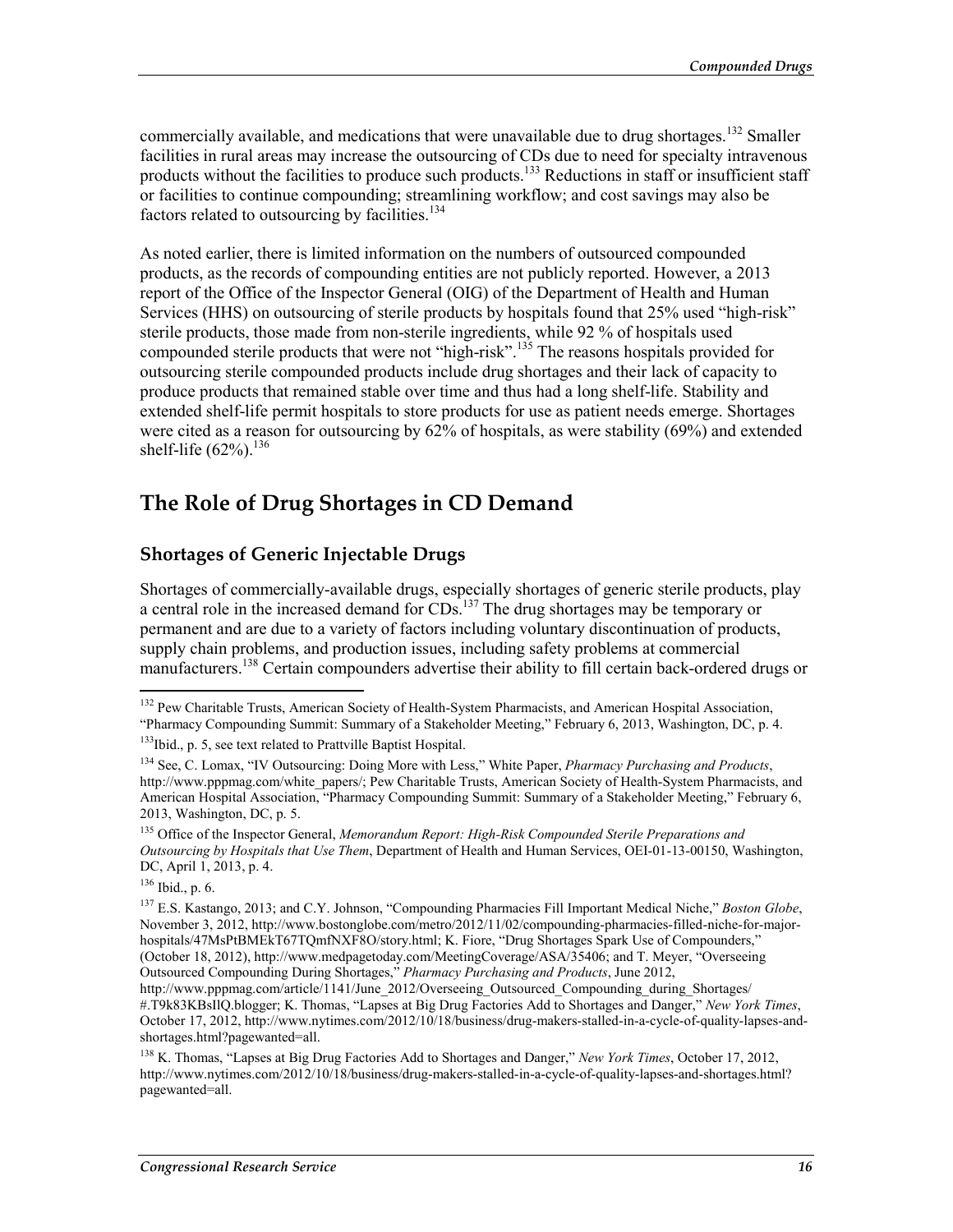commercially available, and medications that were unavailable due to drug shortages.[132] Smaller facilities in rural areas may increase the outsourcing of CDs due to need for specialty intravenous products without the facilities to produce such products.[133] Reductions in staff or insufficient staff or facilities to continue compounding; streamlining workflow; and cost savings may also be factors related to outsourcing by facilities.[134]

As noted earlier, there is limited information on the numbers of outsourced compounded products, as the records of compounding entities are not publicly reported. However, a 2013 report of the Office of the Inspector General (OIG) of the Department of Health and Human Services (HHS) on outsourcing of sterile products by hospitals found that 25% used "high-risk" sterile products, those made from non-sterile ingredients, while 92 % of hospitals used compounded sterile products that were not "high-risk".[135] The reasons hospitals provided for outsourcing sterile compounded products include drug shortages and their lack of capacity to produce products that remained stable over time and thus had a long shelf-life. Stability and extended shelf-life permit hospitals to store products for use as patient needs emerge. Shortages were cited as a reason for outsourcing by 62% of hospitals, as were stability (69%) and extended shelf-life (62%).[136]

## The Role of Drug Shortages in CD Demand

### Shortages of Generic Injectable Drugs

Shortages of commercially-available drugs, especially shortages of generic sterile products, play a central role in the increased demand for CDs.[137] The drug shortages may be temporary or permanent and are due to a variety of factors including voluntary discontinuation of products, supply chain problems, and production issues, including safety problems at commercial manufacturers.[138] Certain compounders advertise their ability to fill certain back-ordered drugs or

---

[132] Pew Charitable Trusts, American Society of Health-System Pharmacists, and American Hospital Association, "Pharmacy Compounding Summit: Summary of a Stakeholder Meeting," February 6, 2013, Washington, DC, p. 4.

[133] Ibid., p. 5, see text related to Prattville Baptist Hospital.

[134] See, C. Lomax, "IV Outsourcing: Doing More with Less," White Paper, *Pharmacy Purchasing and Products*, http://www.pppmag.com/white_papers/; Pew Charitable Trusts, American Society of Health-System Pharmacists, and American Hospital Association, "Pharmacy Compounding Summit: Summary of a Stakeholder Meeting," February 6, 2013, Washington, DC, p. 5.

[135] Office of the Inspector General, *Memorandum Report: High-Risk Compounded Sterile Preparations and Outsourcing by Hospitals that Use Them*, Department of Health and Human Services, OEI-01-13-00150, Washington, DC, April 1, 2013, p. 4.

[136] Ibid., p. 6.

[137] E.S. Kastango, 2013; and C.Y. Johnson, "Compounding Pharmacies Fill Important Medical Niche," *Boston Globe*, November 3, 2012, http://www.bostonglobe.com/metro/2012/11/02/compounding-pharmacies-filled-niche-for-major-hospitals/47MsPtBMEkT67TQmfNXF8O/story.html; K. Fiore, "Drug Shortages Spark Use of Compounders," (October 18, 2012), http://www.medpagetoday.com/MeetingCoverage/ASA/35406; and T. Meyer, "Overseeing Outsourced Compounding During Shortages," *Pharmacy Purchasing and Products*, June 2012, http://www.pppmag.com/article/1141/June_2012/Overseeing_Outsourced_Compounding_during_Shortages/#.T9k83KBsIlQ.blogger; K. Thomas, "Lapses at Big Drug Factories Add to Shortages and Danger," *New York Times*, October 17, 2012, http://www.nytimes.com/2012/10/18/business/drug-makers-stalled-in-a-cycle-of-quality-lapses-and-shortages.html?pagewanted=all.

[138] K. Thomas, "Lapses at Big Drug Factories Add to Shortages and Danger," *New York Times*, October 17, 2012, http://www.nytimes.com/2012/10/18/business/drug-makers-stalled-in-a-cycle-of-quality-lapses-and-shortages.html?pagewanted=all.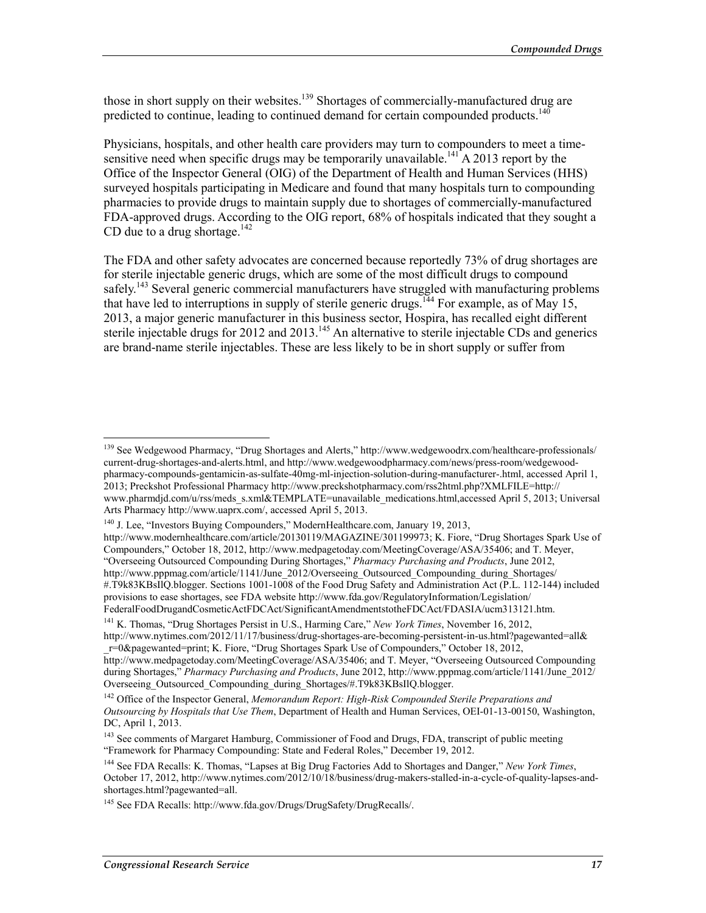those in short supply on their websites.[139] Shortages of commercially-manufactured drug are predicted to continue, leading to continued demand for certain compounded products.[140]

Physicians, hospitals, and other health care providers may turn to compounders to meet a time-sensitive need when specific drugs may be temporarily unavailable.[141] A 2013 report by the Office of the Inspector General (OIG) of the Department of Health and Human Services (HHS) surveyed hospitals participating in Medicare and found that many hospitals turn to compounding pharmacies to provide drugs to maintain supply due to shortages of commercially-manufactured FDA-approved drugs. According to the OIG report, 68% of hospitals indicated that they sought a CD due to a drug shortage.[142]

The FDA and other safety advocates are concerned because reportedly 73% of drug shortages are for sterile injectable generic drugs, which are some of the most difficult drugs to compound safely.[143] Several generic commercial manufacturers have struggled with manufacturing problems that have led to interruptions in supply of sterile generic drugs.[144] For example, as of May 15, 2013, a major generic manufacturer in this business sector, Hospira, has recalled eight different sterile injectable drugs for 2012 and 2013.[145] An alternative to sterile injectable CDs and generics are brand-name sterile injectables. These are less likely to be in short supply or suffer from

---

[139] See Wedgewood Pharmacy, "Drug Shortages and Alerts," http://www.wedgewoodrx.com/healthcare-professionals/current-drug-shortages-and-alerts.html, and http://www.wedgewoodpharmacy.com/news/press-room/wedgewood-pharmacy-compounds-gentamicin-as-sulfate-40mg-ml-injection-solution-during-manufacturer-.html, accessed April 1, 2013; Preckshot Professional Pharmacy http://www.preckshotpharmacy.com/rss2html.php?XMLFILE=http://www.pharmdjd.com/u/rss/meds_s.xml&TEMPLATE=unavailable_medications.html,accessed April 5, 2013; Universal Arts Pharmacy http://www.uaprx.com/, accessed April 5, 2013.

[140] J. Lee, "Investors Buying Compounders," ModernHealthcare.com, January 19, 2013, http://www.modernhealthcare.com/article/20130119/MAGAZINE/301199973; K. Fiore, "Drug Shortages Spark Use of Compounders," October 18, 2012, http://www.medpagetoday.com/MeetingCoverage/ASA/35406; and T. Meyer, "Overseeing Outsourced Compounding During Shortages," *Pharmacy Purchasing and Products*, June 2012, http://www.pppmag.com/article/1141/June_2012/Overseeing_Outsourced_Compounding_during_Shortages/#.T9k83KBsIlQ.blogger. Sections 1001-1008 of the Food Drug Safety and Administration Act (P.L. 112-144) included provisions to ease shortages, see FDA website http://www.fda.gov/RegulatoryInformation/Legislation/FederalFoodDrugandCosmeticActFDCAct/SignificantAmendmentstotheFDCAct/FDASIA/ucm313121.htm.

[141] K. Thomas, "Drug Shortages Persist in U.S., Harming Care," *New York Times*, November 16, 2012, http://www.nytimes.com/2012/11/17/business/drug-shortages-are-becoming-persistent-in-us.html?pagewanted=all&_r=0&pagewanted=print; K. Fiore, "Drug Shortages Spark Use of Compounders," October 18, 2012, http://www.medpagetoday.com/MeetingCoverage/ASA/35406; and T. Meyer, "Overseeing Outsourced Compounding during Shortages," *Pharmacy Purchasing and Products*, June 2012, http://www.pppmag.com/article/1141/June_2012/Overseeing_Outsourced_Compounding_during_Shortages/#.T9k83KBsIlQ.blogger.

[142] Office of the Inspector General, *Memorandum Report: High-Risk Compounded Sterile Preparations and Outsourcing by Hospitals that Use Them*, Department of Health and Human Services, OEI-01-13-00150, Washington, DC, April 1, 2013.

[143] See comments of Margaret Hamburg, Commissioner of Food and Drugs, FDA, transcript of public meeting "Framework for Pharmacy Compounding: State and Federal Roles," December 19, 2012.

[144] See FDA Recalls: K. Thomas, "Lapses at Big Drug Factories Add to Shortages and Danger," *New York Times*, October 17, 2012, http://www.nytimes.com/2012/10/18/business/drug-makers-stalled-in-a-cycle-of-quality-lapses-and-shortages.html?pagewanted=all.

[145] See FDA Recalls: http://www.fda.gov/Drugs/DrugSafety/DrugRecalls/.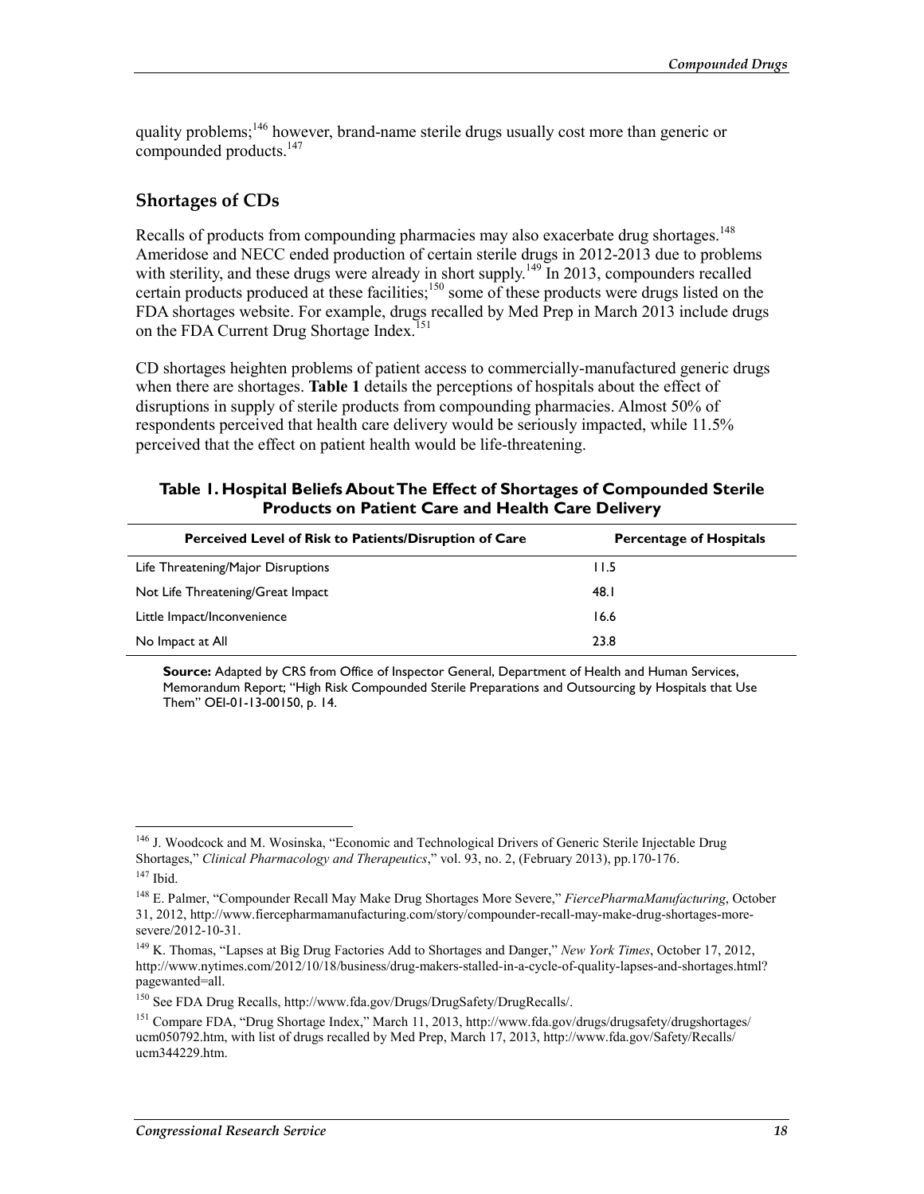quality problems;[146] however, brand-name sterile drugs usually cost more than generic or compounded products.[147]

## Shortages of CDs

Recalls of products from compounding pharmacies may also exacerbate drug shortages.[148] Ameridose and NECC ended production of certain sterile drugs in 2012-2013 due to problems with sterility, and these drugs were already in short supply.[149] In 2013, compounders recalled certain products produced at these facilities;[150] some of these products were drugs listed on the FDA shortages website. For example, drugs recalled by Med Prep in March 2013 include drugs on the FDA Current Drug Shortage Index.[151]

CD shortages heighten problems of patient access to commercially-manufactured generic drugs when there are shortages. **Table 1** details the perceptions of hospitals about the effect of disruptions in supply of sterile products from compounding pharmacies. Almost 50% of respondents perceived that health care delivery would be seriously impacted, while 11.5% perceived that the effect on patient health would be life-threatening.

**Table 1. Hospital Beliefs About The Effect of Shortages of Compounded Sterile Products on Patient Care and Health Care Delivery**

| Perceived Level of Risk to Patients/Disruption of Care | Percentage of Hospitals |
|---|---|
| Life Threatening/Major Disruptions | 11.5 |
| Not Life Threatening/Great Impact | 48.1 |
| Little Impact/Inconvenience | 16.6 |
| No Impact at All | 23.8 |

**Source:** Adapted by CRS from Office of Inspector General, Department of Health and Human Services, Memorandum Report; "High Risk Compounded Sterile Preparations and Outsourcing by Hospitals that Use Them" OEI-01-13-00150, p. 14.

---

146 J. Woodcock and M. Wosinska, "Economic and Technological Drivers of Generic Sterile Injectable Drug Shortages," *Clinical Pharmacology and Therapeutics*," vol. 93, no. 2, (February 2013), pp.170-176.

147 Ibid.

148 E. Palmer, "Compounder Recall May Make Drug Shortages More Severe," *FiercePharmaManufacturing*, October 31, 2012, http://www.fiercepharmamanufacturing.com/story/compounder-recall-may-make-drug-shortages-more-severe/2012-10-31.

149 K. Thomas, "Lapses at Big Drug Factories Add to Shortages and Danger," *New York Times*, October 17, 2012, http://www.nytimes.com/2012/10/18/business/drug-makers-stalled-in-a-cycle-of-quality-lapses-and-shortages.html?pagewanted=all.

150 See FDA Drug Recalls, http://www.fda.gov/Drugs/DrugSafety/DrugRecalls/.

151 Compare FDA, "Drug Shortage Index," March 11, 2013, http://www.fda.gov/drugs/drugsafety/drugshortages/ucm050792.htm, with list of drugs recalled by Med Prep, March 17, 2013, http://www.fda.gov/Safety/Recalls/ucm344229.htm.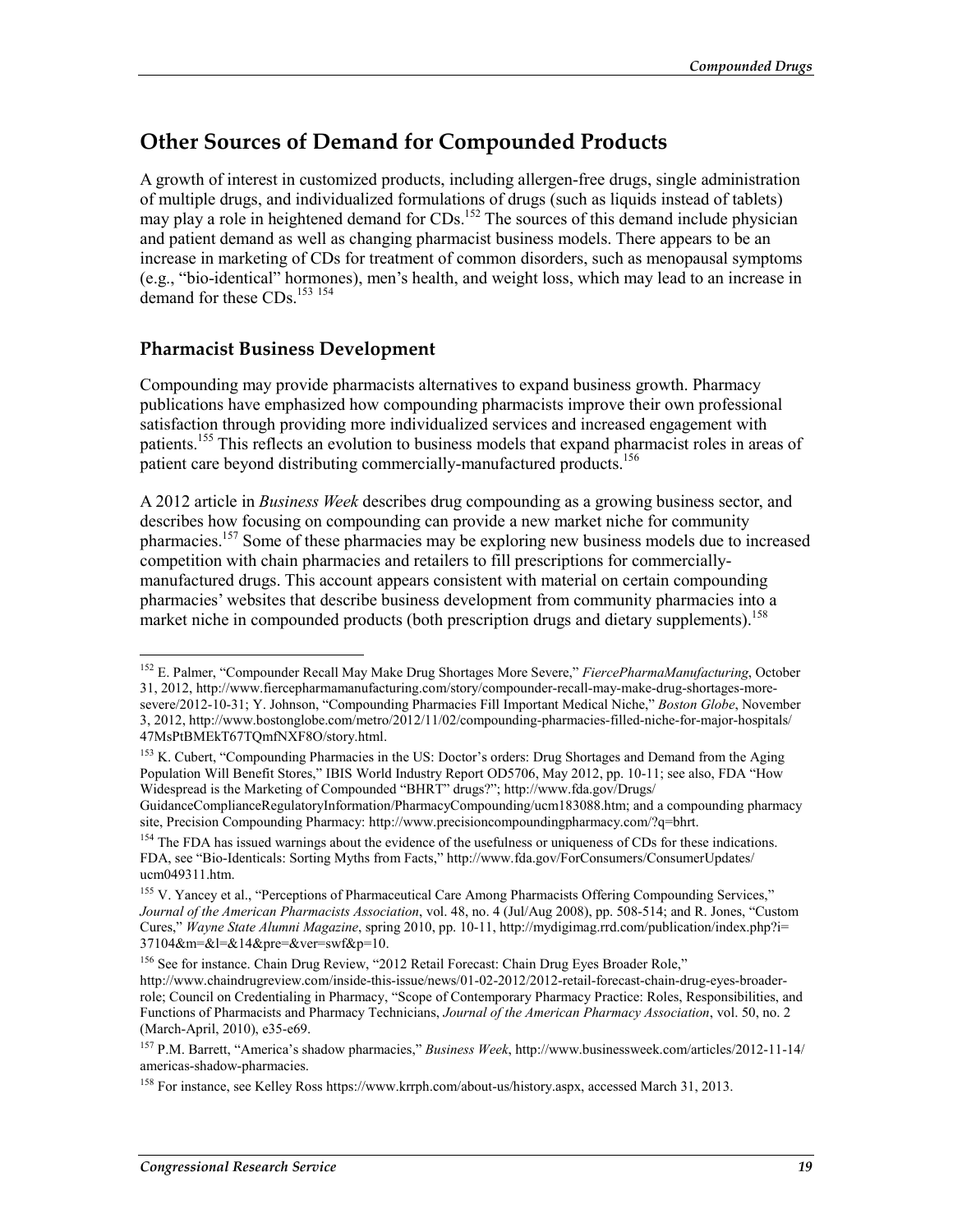## Other Sources of Demand for Compounded Products

A growth of interest in customized products, including allergen-free drugs, single administration of multiple drugs, and individualized formulations of drugs (such as liquids instead of tablets) may play a role in heightened demand for CDs.[152] The sources of this demand include physician and patient demand as well as changing pharmacist business models. There appears to be an increase in marketing of CDs for treatment of common disorders, such as menopausal symptoms (e.g., "bio-identical" hormones), men's health, and weight loss, which may lead to an increase in demand for these CDs.[153] [154]

### Pharmacist Business Development

Compounding may provide pharmacists alternatives to expand business growth. Pharmacy publications have emphasized how compounding pharmacists improve their own professional satisfaction through providing more individualized services and increased engagement with patients.[155] This reflects an evolution to business models that expand pharmacist roles in areas of patient care beyond distributing commercially-manufactured products.[156]

A 2012 article in *Business Week* describes drug compounding as a growing business sector, and describes how focusing on compounding can provide a new market niche for community pharmacies.[157] Some of these pharmacies may be exploring new business models due to increased competition with chain pharmacies and retailers to fill prescriptions for commercially-manufactured drugs. This account appears consistent with material on certain compounding pharmacies' websites that describe business development from community pharmacies into a market niche in compounded products (both prescription drugs and dietary supplements).[158]

---

[152] E. Palmer, "Compounder Recall May Make Drug Shortages More Severe," *FiercePharmaManufacturing*, October 31, 2012, http://www.fiercepharmamanufacturing.com/story/compounder-recall-may-make-drug-shortages-more-severe/2012-10-31; Y. Johnson, "Compounding Pharmacies Fill Important Medical Niche," *Boston Globe*, November 3, 2012, http://www.bostonglobe.com/metro/2012/11/02/compounding-pharmacies-filled-niche-for-major-hospitals/47MsPtBMEkT67TQmfNXF8O/story.html.

[153] K. Cubert, "Compounding Pharmacies in the US: Doctor's orders: Drug Shortages and Demand from the Aging Population Will Benefit Stores," IBIS World Industry Report OD5706, May 2012, pp. 10-11; see also, FDA "How Widespread is the Marketing of Compounded "BHRT" drugs?"; http://www.fda.gov/Drugs/GuidanceComplianceRegulatoryInformation/PharmacyCompounding/ucm183088.htm; and a compounding pharmacy site, Precision Compounding Pharmacy: http://www.precisioncompoundingpharmacy.com/?q=bhrt.

[154] The FDA has issued warnings about the evidence of the usefulness or uniqueness of CDs for these indications. FDA, see "Bio-Identicals: Sorting Myths from Facts," http://www.fda.gov/ForConsumers/ConsumerUpdates/ucm049311.htm.

[155] V. Yancey et al., "Perceptions of Pharmaceutical Care Among Pharmacists Offering Compounding Services," *Journal of the American Pharmacists Association*, vol. 48, no. 4 (Jul/Aug 2008), pp. 508-514; and R. Jones, "Custom Cures," *Wayne State Alumni Magazine*, spring 2010, pp. 10-11, http://mydigimag.rrd.com/publication/index.php?i=37104&m=&l=&14&pre=&ver=swf&p=10.

[156] See for instance. Chain Drug Review, "2012 Retail Forecast: Chain Drug Eyes Broader Role," http://www.chaindrugreview.com/inside-this-issue/news/01-02-2012/2012-retail-forecast-chain-drug-eyes-broader-role; Council on Credentialing in Pharmacy, "Scope of Contemporary Pharmacy Practice: Roles, Responsibilities, and Functions of Pharmacists and Pharmacy Technicians, *Journal of the American Pharmacy Association*, vol. 50, no. 2 (March-April, 2010), e35-e69.

[157] P.M. Barrett, "America's shadow pharmacies," *Business Week*, http://www.businessweek.com/articles/2012-11-14/americas-shadow-pharmacies.

[158] For instance, see Kelley Ross https://www.krrph.com/about-us/history.aspx, accessed March 31, 2013.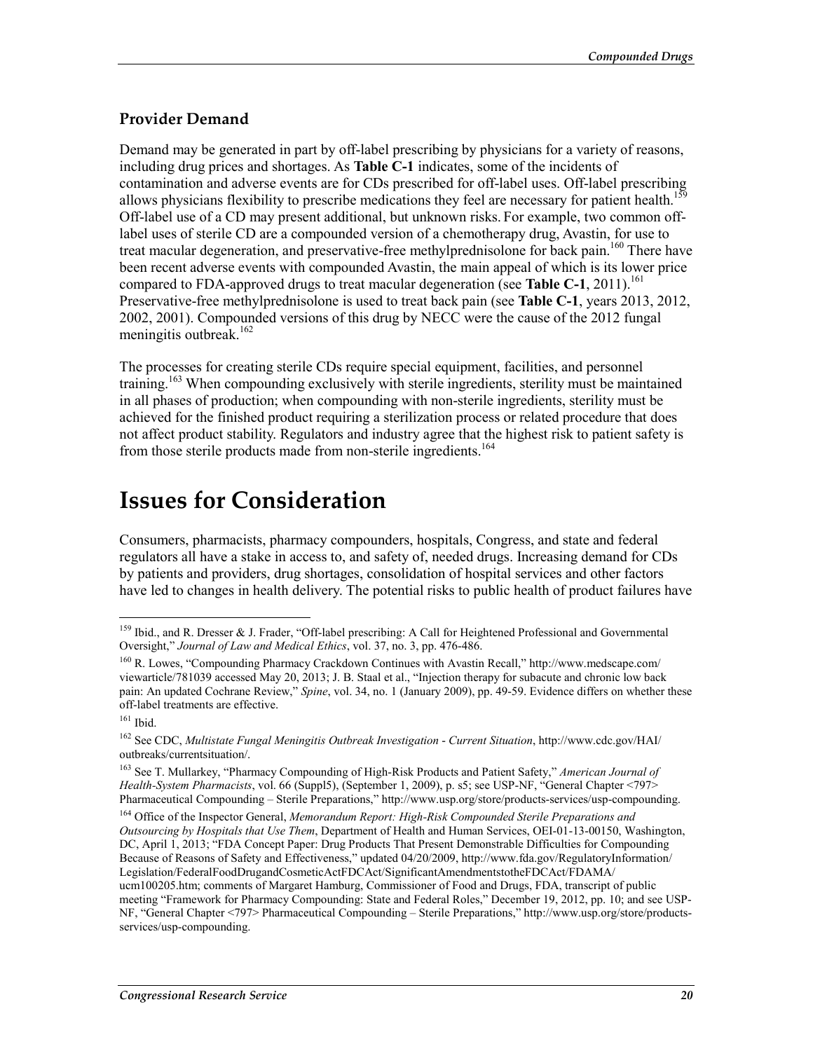### Provider Demand

Demand may be generated in part by off-label prescribing by physicians for a variety of reasons, including drug prices and shortages. As **Table C-1** indicates, some of the incidents of contamination and adverse events are for CDs prescribed for off-label uses. Off-label prescribing allows physicians flexibility to prescribe medications they feel are necessary for patient health.[159] Off-label use of a CD may present additional, but unknown risks. For example, two common off-label uses of sterile CD are a compounded version of a chemotherapy drug, Avastin, for use to treat macular degeneration, and preservative-free methylprednisolone for back pain.[160] There have been recent adverse events with compounded Avastin, the main appeal of which is its lower price compared to FDA-approved drugs to treat macular degeneration (see **Table C-1**, 2011).[161] Preservative-free methylprednisolone is used to treat back pain (see **Table C-1**, years 2013, 2012, 2002, 2001). Compounded versions of this drug by NECC were the cause of the 2012 fungal meningitis outbreak.[162]

The processes for creating sterile CDs require special equipment, facilities, and personnel training.[163] When compounding exclusively with sterile ingredients, sterility must be maintained in all phases of production; when compounding with non-sterile ingredients, sterility must be achieved for the finished product requiring a sterilization process or related procedure that does not affect product stability. Regulators and industry agree that the highest risk to patient safety is from those sterile products made from non-sterile ingredients.[164]

# Issues for Consideration

Consumers, pharmacists, pharmacy compounders, hospitals, Congress, and state and federal regulators all have a stake in access to, and safety of, needed drugs. Increasing demand for CDs by patients and providers, drug shortages, consolidation of hospital services and other factors have led to changes in health delivery. The potential risks to public health of product failures have

---

[159] Ibid., and R. Dresser & J. Frader, "Off-label prescribing: A Call for Heightened Professional and Governmental Oversight," *Journal of Law and Medical Ethics*, vol. 37, no. 3, pp. 476-486.

[160] R. Lowes, "Compounding Pharmacy Crackdown Continues with Avastin Recall," http://www.medscape.com/viewarticle/781039 accessed May 20, 2013; J. B. Staal et al., "Injection therapy for subacute and chronic low back pain: An updated Cochrane Review," *Spine*, vol. 34, no. 1 (January 2009), pp. 49-59. Evidence differs on whether these off-label treatments are effective.

[161] Ibid.

[162] See CDC, *Multistate Fungal Meningitis Outbreak Investigation - Current Situation*, http://www.cdc.gov/HAI/outbreaks/currentsituation/.

[163] See T. Mullarkey, "Pharmacy Compounding of High-Risk Products and Patient Safety," *American Journal of Health-System Pharmacists*, vol. 66 (Suppl5), (September 1, 2009), p. s5; see USP-NF, "General Chapter <797> Pharmaceutical Compounding – Sterile Preparations," http://www.usp.org/store/products-services/usp-compounding.

[164] Office of the Inspector General, *Memorandum Report: High-Risk Compounded Sterile Preparations and Outsourcing by Hospitals that Use Them*, Department of Health and Human Services, OEI-01-13-00150, Washington, DC, April 1, 2013; "FDA Concept Paper: Drug Products That Present Demonstrable Difficulties for Compounding Because of Reasons of Safety and Effectiveness," updated 04/20/2009, http://www.fda.gov/RegulatoryInformation/Legislation/FederalFoodDrugandCosmeticActFDCAct/SignificantAmendmentstotheFDCAct/FDAMA/ucm100205.htm; comments of Margaret Hamburg, Commissioner of Food and Drugs, FDA, transcript of public meeting "Framework for Pharmacy Compounding: State and Federal Roles," December 19, 2012, pp. 10; and see USP-NF, "General Chapter <797> Pharmaceutical Compounding – Sterile Preparations," http://www.usp.org/store/products-services/usp-compounding.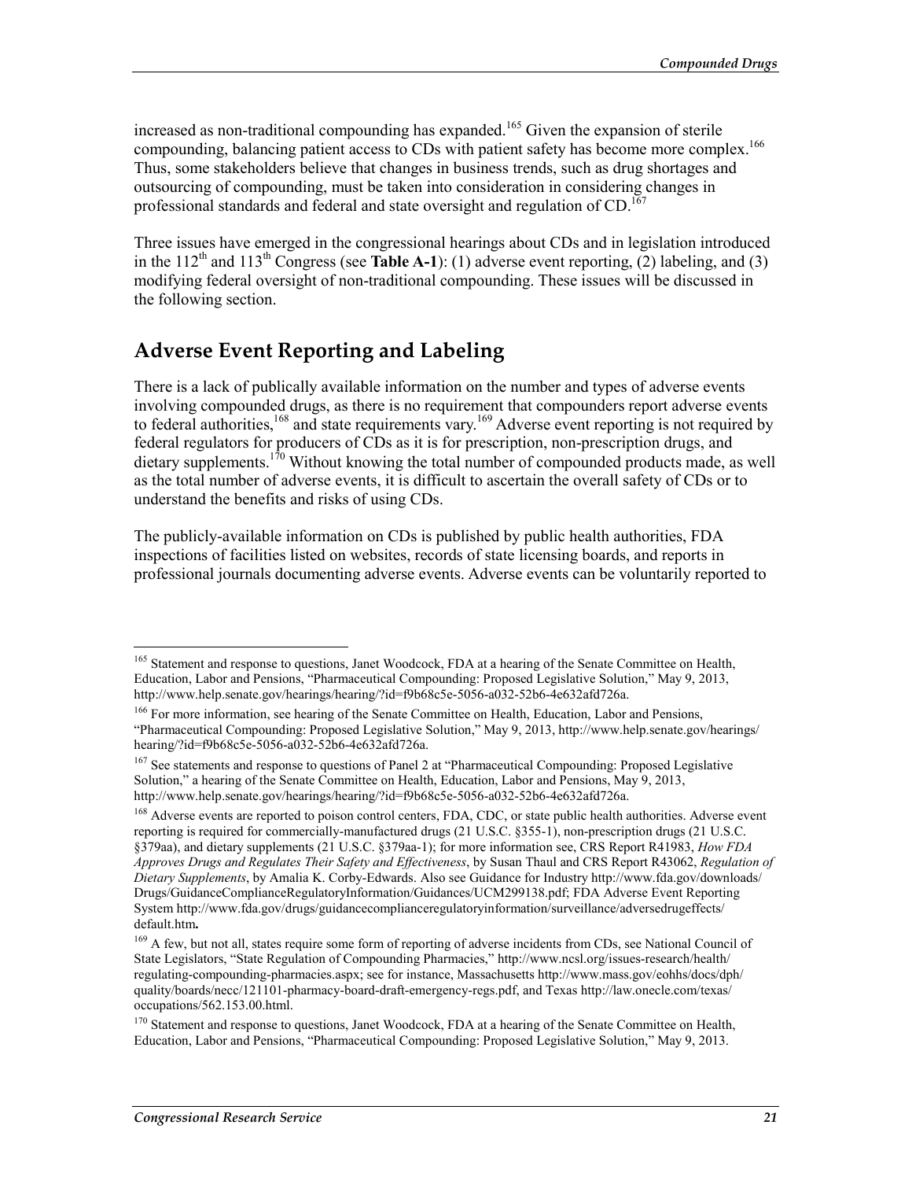increased as non-traditional compounding has expanded.[165] Given the expansion of sterile compounding, balancing patient access to CDs with patient safety has become more complex.[166] Thus, some stakeholders believe that changes in business trends, such as drug shortages and outsourcing of compounding, must be taken into consideration in considering changes in professional standards and federal and state oversight and regulation of CD.[167]

Three issues have emerged in the congressional hearings about CDs and in legislation introduced in the 112th and 113th Congress (see **Table A-1**): (1) adverse event reporting, (2) labeling, and (3) modifying federal oversight of non-traditional compounding. These issues will be discussed in the following section.

## Adverse Event Reporting and Labeling

There is a lack of publically available information on the number and types of adverse events involving compounded drugs, as there is no requirement that compounders report adverse events to federal authorities,[168] and state requirements vary.[169] Adverse event reporting is not required by federal regulators for producers of CDs as it is for prescription, non-prescription drugs, and dietary supplements.[170] Without knowing the total number of compounded products made, as well as the total number of adverse events, it is difficult to ascertain the overall safety of CDs or to understand the benefits and risks of using CDs.

The publicly-available information on CDs is published by public health authorities, FDA inspections of facilities listed on websites, records of state licensing boards, and reports in professional journals documenting adverse events. Adverse events can be voluntarily reported to

---

[165] Statement and response to questions, Janet Woodcock, FDA at a hearing of the Senate Committee on Health, Education, Labor and Pensions, "Pharmaceutical Compounding: Proposed Legislative Solution," May 9, 2013, http://www.help.senate.gov/hearings/hearing/?id=f9b68c5e-5056-a032-52b6-4e632afd726a.

[166] For more information, see hearing of the Senate Committee on Health, Education, Labor and Pensions, "Pharmaceutical Compounding: Proposed Legislative Solution," May 9, 2013, http://www.help.senate.gov/hearings/hearing/?id=f9b68c5e-5056-a032-52b6-4e632afd726a.

[167] See statements and response to questions of Panel 2 at "Pharmaceutical Compounding: Proposed Legislative Solution," a hearing of the Senate Committee on Health, Education, Labor and Pensions, May 9, 2013, http://www.help.senate.gov/hearings/hearing/?id=f9b68c5e-5056-a032-52b6-4e632afd726a.

[168] Adverse events are reported to poison control centers, FDA, CDC, or state public health authorities. Adverse event reporting is required for commercially-manufactured drugs (21 U.S.C. §355-1), non-prescription drugs (21 U.S.C. §379aa), and dietary supplements (21 U.S.C. §379aa-1); for more information see, CRS Report R41983, *How FDA Approves Drugs and Regulates Their Safety and Effectiveness*, by Susan Thaul and CRS Report R43062, *Regulation of Dietary Supplements*, by Amalia K. Corby-Edwards. Also see Guidance for Industry http://www.fda.gov/downloads/Drugs/GuidanceComplianceRegulatoryInformation/Guidances/UCM299138.pdf; FDA Adverse Event Reporting System http://www.fda.gov/drugs/guidancecomplianceregulatoryinformation/surveillance/adversedrugeffects/default.htm**.**

[169] A few, but not all, states require some form of reporting of adverse incidents from CDs, see National Council of State Legislators, "State Regulation of Compounding Pharmacies," http://www.ncsl.org/issues-research/health/regulating-compounding-pharmacies.aspx; see for instance, Massachusetts http://www.mass.gov/eohhs/docs/dph/quality/boards/necc/121101-pharmacy-board-draft-emergency-regs.pdf, and Texas http://law.onecle.com/texas/occupations/562.153.00.html.

[170] Statement and response to questions, Janet Woodcock, FDA at a hearing of the Senate Committee on Health, Education, Labor and Pensions, "Pharmaceutical Compounding: Proposed Legislative Solution," May 9, 2013.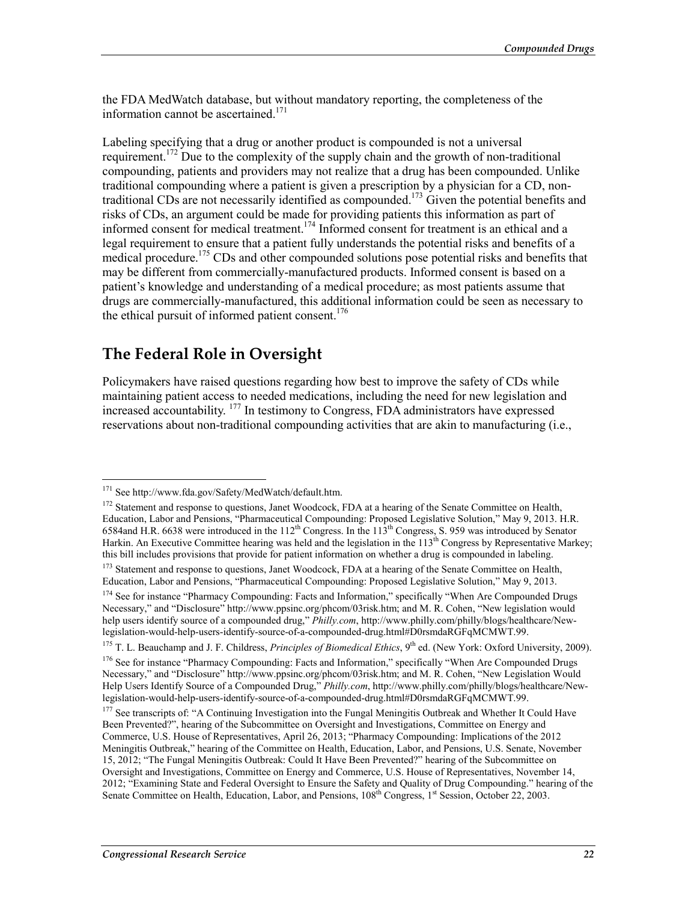the FDA MedWatch database, but without mandatory reporting, the completeness of the information cannot be ascertained.[171]

Labeling specifying that a drug or another product is compounded is not a universal requirement.[172] Due to the complexity of the supply chain and the growth of non-traditional compounding, patients and providers may not realize that a drug has been compounded. Unlike traditional compounding where a patient is given a prescription by a physician for a CD, non-traditional CDs are not necessarily identified as compounded.[173] Given the potential benefits and risks of CDs, an argument could be made for providing patients this information as part of informed consent for medical treatment.[174] Informed consent for treatment is an ethical and a legal requirement to ensure that a patient fully understands the potential risks and benefits of a medical procedure.[175] CDs and other compounded solutions pose potential risks and benefits that may be different from commercially-manufactured products. Informed consent is based on a patient's knowledge and understanding of a medical procedure; as most patients assume that drugs are commercially-manufactured, this additional information could be seen as necessary to the ethical pursuit of informed patient consent.[176]

## The Federal Role in Oversight

Policymakers have raised questions regarding how best to improve the safety of CDs while maintaining patient access to needed medications, including the need for new legislation and increased accountability. [177] In testimony to Congress, FDA administrators have expressed reservations about non-traditional compounding activities that are akin to manufacturing (i.e.,

---

[171] See http://www.fda.gov/Safety/MedWatch/default.htm.

[172] Statement and response to questions, Janet Woodcock, FDA at a hearing of the Senate Committee on Health, Education, Labor and Pensions, "Pharmaceutical Compounding: Proposed Legislative Solution," May 9, 2013. H.R. 6584and H.R. 6638 were introduced in the 112th Congress. In the 113th Congress, S. 959 was introduced by Senator Harkin. An Executive Committee hearing was held and the legislation in the 113th Congress by Representative Markey; this bill includes provisions that provide for patient information on whether a drug is compounded in labeling.

[173] Statement and response to questions, Janet Woodcock, FDA at a hearing of the Senate Committee on Health, Education, Labor and Pensions, "Pharmaceutical Compounding: Proposed Legislative Solution," May 9, 2013.

[174] See for instance "Pharmacy Compounding: Facts and Information," specifically "When Are Compounded Drugs Necessary," and "Disclosure" http://www.ppsinc.org/phcom/03risk.htm; and M. R. Cohen, "New legislation would help users identify source of a compounded drug," *Philly.com*, http://www.philly.com/philly/blogs/healthcare/New-legislation-would-help-users-identify-source-of-a-compounded-drug.html#D0rsmdaRGFqMCMWT.99.

[175] T. L. Beauchamp and J. F. Childress, *Principles of Biomedical Ethics*, 9th ed. (New York: Oxford University, 2009).

[176] See for instance "Pharmacy Compounding: Facts and Information," specifically "When Are Compounded Drugs Necessary," and "Disclosure" http://www.ppsinc.org/phcom/03risk.htm; and M. R. Cohen, "New Legislation Would Help Users Identify Source of a Compounded Drug," *Philly.com*, http://www.philly.com/philly/blogs/healthcare/New-legislation-would-help-users-identify-source-of-a-compounded-drug.html#D0rsmdaRGFqMCMWT.99.

[177] See transcripts of: "A Continuing Investigation into the Fungal Meningitis Outbreak and Whether It Could Have Been Prevented?", hearing of the Subcommittee on Oversight and Investigations, Committee on Energy and Commerce, U.S. House of Representatives, April 26, 2013; "Pharmacy Compounding: Implications of the 2012 Meningitis Outbreak," hearing of the Committee on Health, Education, Labor, and Pensions, U.S. Senate, November 15, 2012; "The Fungal Meningitis Outbreak: Could It Have Been Prevented?" hearing of the Subcommittee on Oversight and Investigations, Committee on Energy and Commerce, U.S. House of Representatives, November 14, 2012; "Examining State and Federal Oversight to Ensure the Safety and Quality of Drug Compounding." hearing of the Senate Committee on Health, Education, Labor, and Pensions, 108th Congress, 1st Session, October 22, 2003.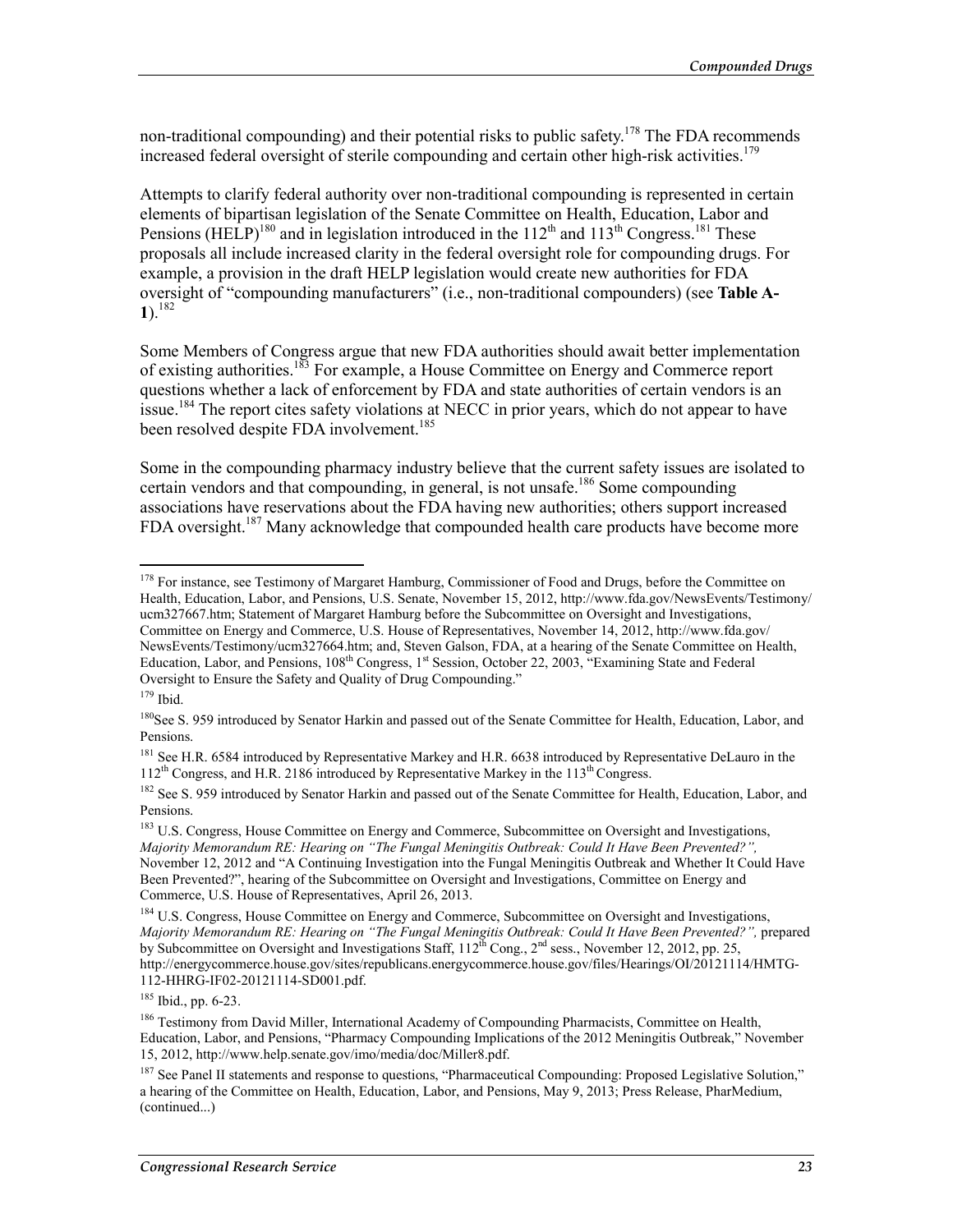non-traditional compounding) and their potential risks to public safety.[178] The FDA recommends increased federal oversight of sterile compounding and certain other high-risk activities.[179]

Attempts to clarify federal authority over non-traditional compounding is represented in certain elements of bipartisan legislation of the Senate Committee on Health, Education, Labor and Pensions (HELP)[180] and in legislation introduced in the 112th and 113th Congress.[181] These proposals all include increased clarity in the federal oversight role for compounding drugs. For example, a provision in the draft HELP legislation would create new authorities for FDA oversight of "compounding manufacturers" (i.e., non-traditional compounders) (see **Table A-1**).[182]

Some Members of Congress argue that new FDA authorities should await better implementation of existing authorities.[183] For example, a House Committee on Energy and Commerce report questions whether a lack of enforcement by FDA and state authorities of certain vendors is an issue.[184] The report cites safety violations at NECC in prior years, which do not appear to have been resolved despite FDA involvement.[185]

Some in the compounding pharmacy industry believe that the current safety issues are isolated to certain vendors and that compounding, in general, is not unsafe.[186] Some compounding associations have reservations about the FDA having new authorities; others support increased FDA oversight.[187] Many acknowledge that compounded health care products have become more

---

[178] For instance, see Testimony of Margaret Hamburg, Commissioner of Food and Drugs, before the Committee on Health, Education, Labor, and Pensions, U.S. Senate, November 15, 2012, http://www.fda.gov/NewsEvents/Testimony/ucm327667.htm; Statement of Margaret Hamburg before the Subcommittee on Oversight and Investigations, Committee on Energy and Commerce, U.S. House of Representatives, November 14, 2012, http://www.fda.gov/NewsEvents/Testimony/ucm327664.htm; and, Steven Galson, FDA, at a hearing of the Senate Committee on Health, Education, Labor, and Pensions, 108th Congress, 1st Session, October 22, 2003, "Examining State and Federal Oversight to Ensure the Safety and Quality of Drug Compounding."

[179] Ibid.

[180] See S. 959 introduced by Senator Harkin and passed out of the Senate Committee for Health, Education, Labor, and Pensions.

[181] See H.R. 6584 introduced by Representative Markey and H.R. 6638 introduced by Representative DeLauro in the 112th Congress, and H.R. 2186 introduced by Representative Markey in the 113th Congress.

[182] See S. 959 introduced by Senator Harkin and passed out of the Senate Committee for Health, Education, Labor, and Pensions.

[183] U.S. Congress, House Committee on Energy and Commerce, Subcommittee on Oversight and Investigations, *Majority Memorandum RE: Hearing on "The Fungal Meningitis Outbreak: Could It Have Been Prevented?",* November 12, 2012 and "A Continuing Investigation into the Fungal Meningitis Outbreak and Whether It Could Have Been Prevented?", hearing of the Subcommittee on Oversight and Investigations, Committee on Energy and Commerce, U.S. House of Representatives, April 26, 2013.

[184] U.S. Congress, House Committee on Energy and Commerce, Subcommittee on Oversight and Investigations, *Majority Memorandum RE: Hearing on "The Fungal Meningitis Outbreak: Could It Have Been Prevented?",* prepared by Subcommittee on Oversight and Investigations Staff, 112th Cong., 2nd sess., November 12, 2012, pp. 25, http://energycommerce.house.gov/sites/republicans.energycommerce.house.gov/files/Hearings/OI/20121114/HMTG-112-HHRG-IF02-20121114-SD001.pdf.

[185] Ibid., pp. 6-23.

[186] Testimony from David Miller, International Academy of Compounding Pharmacists, Committee on Health, Education, Labor, and Pensions, "Pharmacy Compounding Implications of the 2012 Meningitis Outbreak," November 15, 2012, http://www.help.senate.gov/imo/media/doc/Miller8.pdf.

[187] See Panel II statements and response to questions, "Pharmaceutical Compounding: Proposed Legislative Solution," a hearing of the Committee on Health, Education, Labor, and Pensions, May 9, 2013; Press Release, PharMedium, (continued...)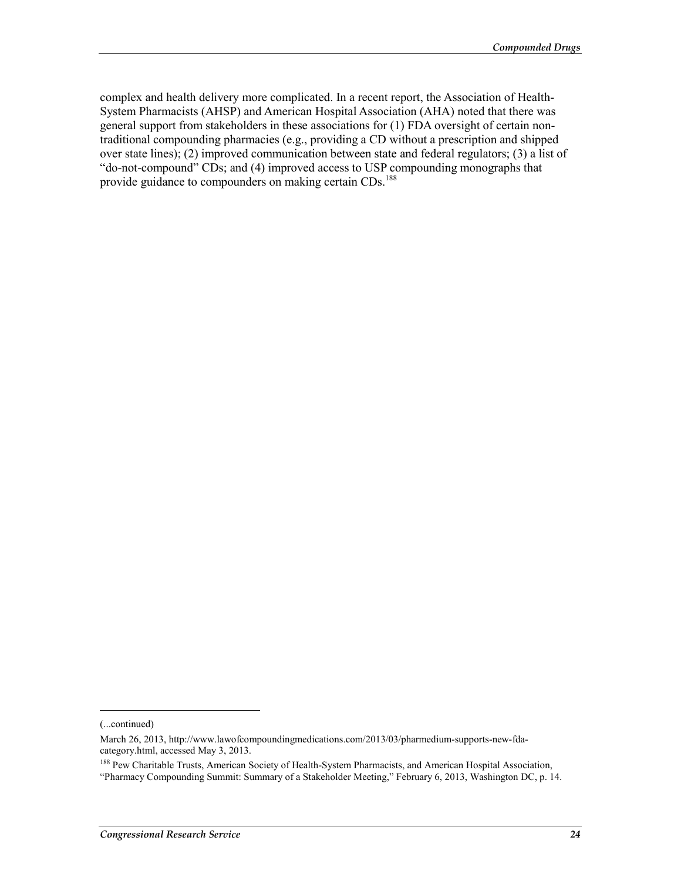complex and health delivery more complicated. In a recent report, the Association of Health-System Pharmacists (AHSP) and American Hospital Association (AHA) noted that there was general support from stakeholders in these associations for (1) FDA oversight of certain non-traditional compounding pharmacies (e.g., providing a CD without a prescription and shipped over state lines); (2) improved communication between state and federal regulators; (3) a list of "do-not-compound" CDs; and (4) improved access to USP compounding monographs that provide guidance to compounders on making certain CDs.[188]

---

(...continued)

March 26, 2013, http://www.lawofcompoundingmedications.com/2013/03/pharmedium-supports-new-fda-category.html, accessed May 3, 2013.

[188] Pew Charitable Trusts, American Society of Health-System Pharmacists, and American Hospital Association, "Pharmacy Compounding Summit: Summary of a Stakeholder Meeting," February 6, 2013, Washington DC, p. 14.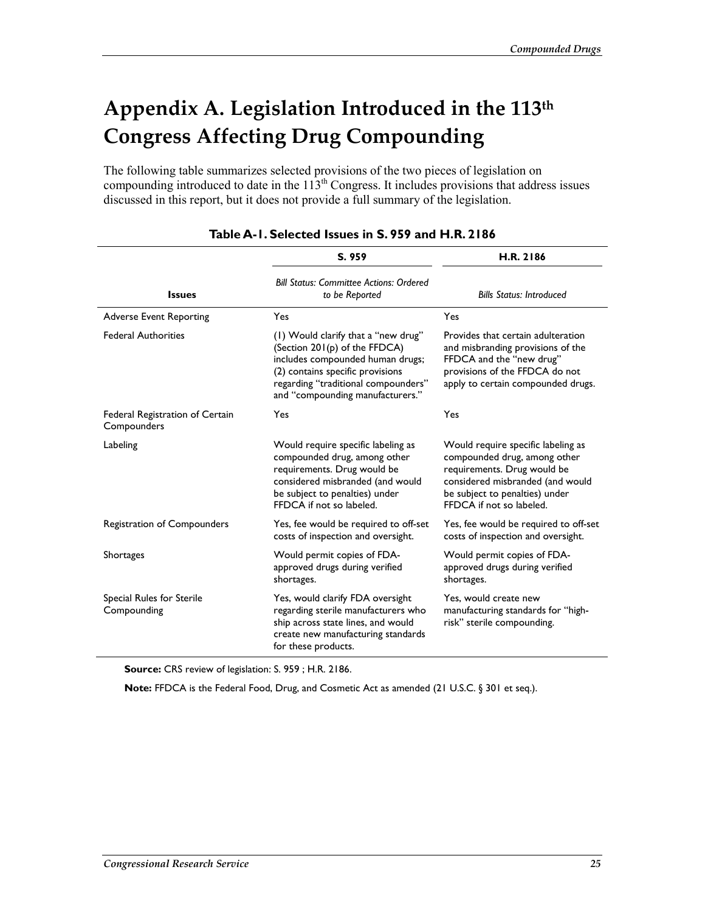# Appendix A. Legislation Introduced in the 113th Congress Affecting Drug Compounding

The following table summarizes selected provisions of the two pieces of legislation on compounding introduced to date in the 113th Congress. It includes provisions that address issues discussed in this report, but it does not provide a full summary of the legislation.

**Table A-1. Selected Issues in S. 959 and H.R. 2186**

| Issues | S. 959<br>*Bill Status: Committee Actions: Ordered to be Reported* | H.R. 2186<br>*Bills Status: Introduced* |
|---|---|---|
| Adverse Event Reporting | Yes | Yes |
| Federal Authorities | (1) Would clarify that a "new drug" (Section 201(p) of the FFDCA) includes compounded human drugs; (2) contains specific provisions regarding "traditional compounders" and "compounding manufacturers." | Provides that certain adulteration and misbranding provisions of the FFDCA and the "new drug" provisions of the FFDCA do not apply to certain compounded drugs. |
| Federal Registration of Certain Compounders | Yes | Yes |
| Labeling | Would require specific labeling as compounded drug, among other requirements. Drug would be considered misbranded (and would be subject to penalties) under FFDCA if not so labeled. | Would require specific labeling as compounded drug, among other requirements. Drug would be considered misbranded (and would be subject to penalties) under FFDCA if not so labeled. |
| Registration of Compounders | Yes, fee would be required to off-set costs of inspection and oversight. | Yes, fee would be required to off-set costs of inspection and oversight. |
| Shortages | Would permit copies of FDA-approved drugs during verified shortages. | Would permit copies of FDA-approved drugs during verified shortages. |
| Special Rules for Sterile Compounding | Yes, would clarify FDA oversight regarding sterile manufacturers who ship across state lines, and would create new manufacturing standards for these products. | Yes, would create new manufacturing standards for "high-risk" sterile compounding. |

**Source:** CRS review of legislation: S. 959 ; H.R. 2186.

**Note:** FFDCA is the Federal Food, Drug, and Cosmetic Act as amended (21 U.S.C. § 301 et seq.).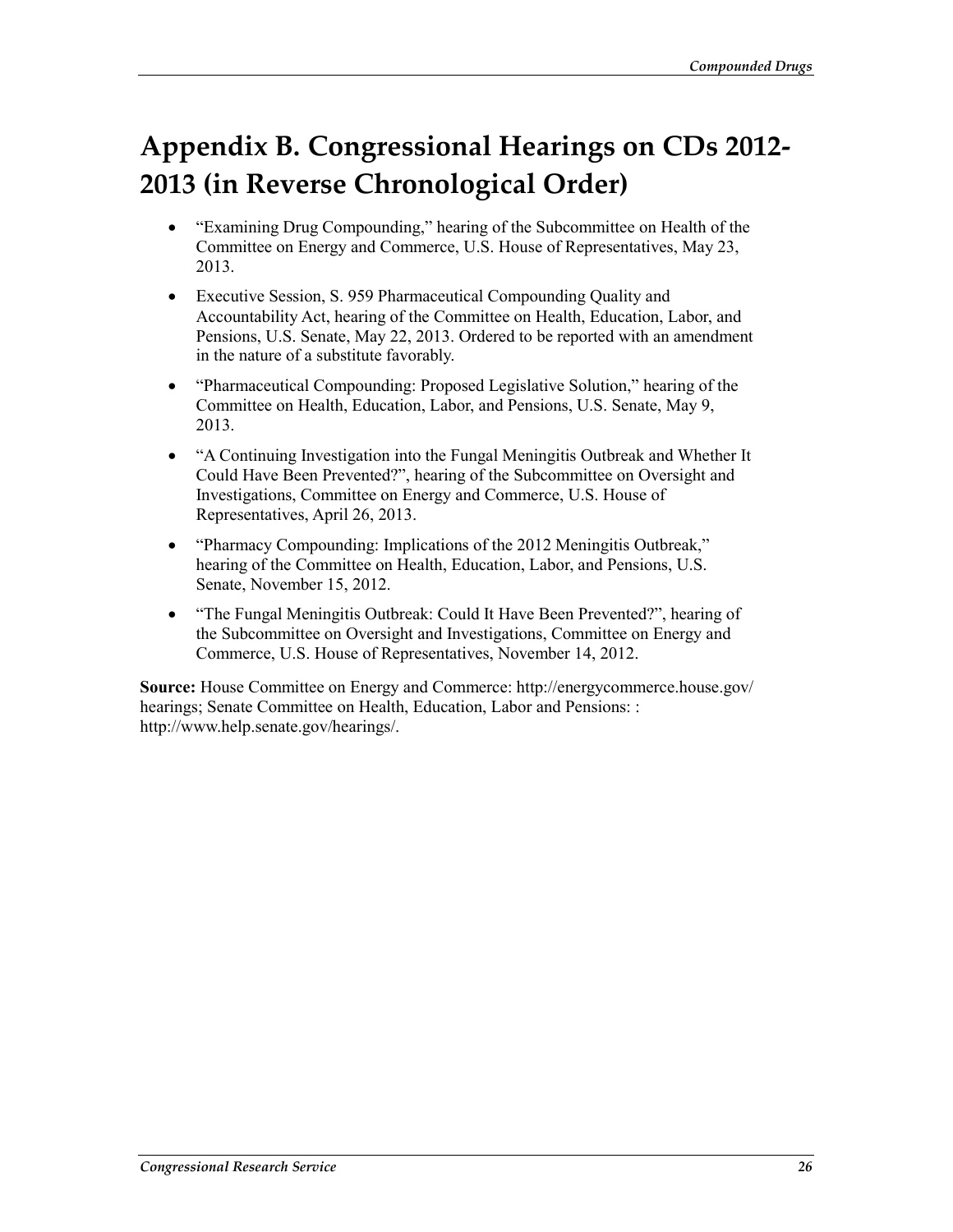# Appendix B. Congressional Hearings on CDs 2012-2013 (in Reverse Chronological Order)

- "Examining Drug Compounding," hearing of the Subcommittee on Health of the Committee on Energy and Commerce, U.S. House of Representatives, May 23, 2013.
- Executive Session, S. 959 Pharmaceutical Compounding Quality and Accountability Act, hearing of the Committee on Health, Education, Labor, and Pensions, U.S. Senate, May 22, 2013. Ordered to be reported with an amendment in the nature of a substitute favorably.
- "Pharmaceutical Compounding: Proposed Legislative Solution," hearing of the Committee on Health, Education, Labor, and Pensions, U.S. Senate, May 9, 2013.
- "A Continuing Investigation into the Fungal Meningitis Outbreak and Whether It Could Have Been Prevented?", hearing of the Subcommittee on Oversight and Investigations, Committee on Energy and Commerce, U.S. House of Representatives, April 26, 2013.
- "Pharmacy Compounding: Implications of the 2012 Meningitis Outbreak," hearing of the Committee on Health, Education, Labor, and Pensions, U.S. Senate, November 15, 2012.
- "The Fungal Meningitis Outbreak: Could It Have Been Prevented?", hearing of the Subcommittee on Oversight and Investigations, Committee on Energy and Commerce, U.S. House of Representatives, November 14, 2012.

**Source:** House Committee on Energy and Commerce: http://energycommerce.house.gov/hearings; Senate Committee on Health, Education, Labor and Pensions: : http://www.help.senate.gov/hearings/.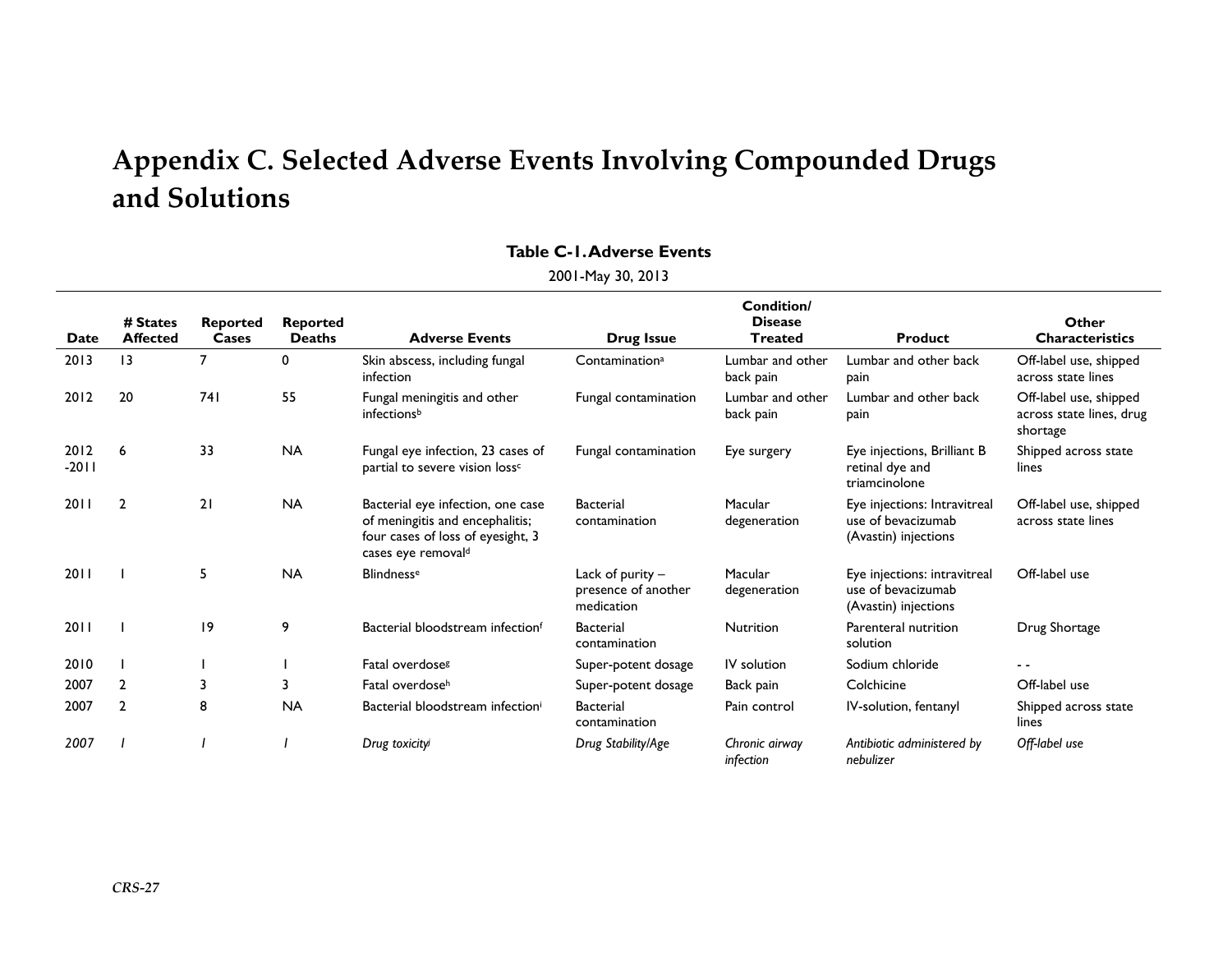# Appendix C. Selected Adverse Events Involving Compounded Drugs and Solutions

**Table C-1. Adverse Events**

2001-May 30, 2013

| Date | # States Affected | Reported Cases | Reported Deaths | Adverse Events | Drug Issue | Condition/ Disease Treated | Product | Other Characteristics |
|---|---|---|---|---|---|---|---|---|
| 2013 | 13 | 7 | 0 | Skin abscess, including fungal infection | Contamination[a] | Lumbar and other back pain | Lumbar and other back pain | Off-label use, shipped across state lines |
| 2012 | 20 | 741 | 55 | Fungal meningitis and other infections[b] | Fungal contamination | Lumbar and other back pain | Lumbar and other back pain | Off-label use, shipped across state lines, drug shortage |
| 2012 -2011 | 6 | 33 | NA | Fungal eye infection, 23 cases of partial to severe vision loss[c] | Fungal contamination | Eye surgery | Eye injections, Brilliant B retinal dye and triamcinolone | Shipped across state lines |
| 2011 | 2 | 21 | NA | Bacterial eye infection, one case of meningitis and encephalitis; four cases of loss of eyesight, 3 cases eye removal[d] | Bacterial contamination | Macular degeneration | Eye injections: Intravitreal use of bevacizumab (Avastin) injections | Off-label use, shipped across state lines |
| 2011 | 1 | 5 | NA | Blindness[e] | Lack of purity – presence of another medication | Macular degeneration | Eye injections: intravitreal use of bevacizumab (Avastin) injections | Off-label use |
| 2011 | 1 | 19 | 9 | Bacterial bloodstream infection[f] | Bacterial contamination | Nutrition | Parenteral nutrition solution | Drug Shortage |
| 2010 | 1 | 1 | 1 | Fatal overdose[g] | Super-potent dosage | IV solution | Sodium chloride | - - |
| 2007 | 2 | 3 | 3 | Fatal overdose[h] | Super-potent dosage | Back pain | Colchicine | Off-label use |
| 2007 | 2 | 8 | NA | Bacterial bloodstream infection[i] | Bacterial contamination | Pain control | IV-solution, fentanyl | Shipped across state lines |
| *2007* | *1* | *1* | *1* | *Drug toxicity*[j] | *Drug Stability/Age* | *Chronic airway infection* | *Antibiotic administered by nebulizer* | *Off-label use* |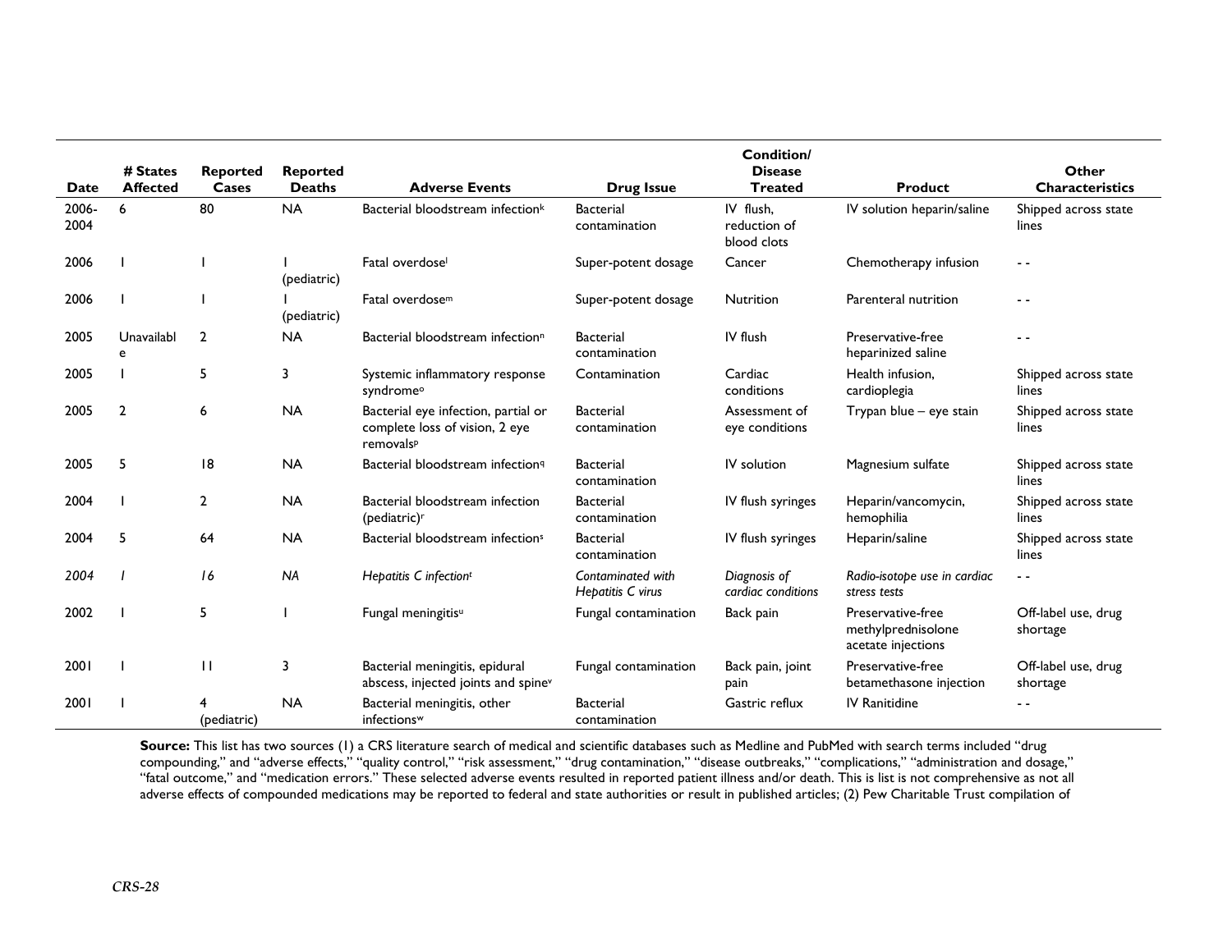| Date | # States Affected | Reported Cases | Reported Deaths | Adverse Events | Drug Issue | Condition/ Disease Treated | Product | Other Characteristics |
|---|---|---|---|---|---|---|---|---|
| 2006-2004 | 6 | 80 | NA | Bacterial bloodstream infection[k] | Bacterial contamination | IV flush, reduction of blood clots | IV solution heparin/saline | Shipped across state lines |
| 2006 | 1 | 1 | 1 (pediatric) | Fatal overdose[l] | Super-potent dosage | Cancer | Chemotherapy infusion | - - |
| 2006 | 1 | 1 | 1 (pediatric) | Fatal overdose[m] | Super-potent dosage | Nutrition | Parenteral nutrition | - - |
| 2005 | Unavailable | 2 | NA | Bacterial bloodstream infection[n] | Bacterial contamination | IV flush | Preservative-free heparinized saline | - - |
| 2005 | 1 | 5 | 3 | Systemic inflammatory response syndrome[o] | Contamination | Cardiac conditions | Health infusion, cardioplegia | Shipped across state lines |
| 2005 | 2 | 6 | NA | Bacterial eye infection, partial or complete loss of vision, 2 eye removals[p] | Bacterial contamination | Assessment of eye conditions | Trypan blue – eye stain | Shipped across state lines |
| 2005 | 5 | 18 | NA | Bacterial bloodstream infection[q] | Bacterial contamination | IV solution | Magnesium sulfate | Shipped across state lines |
| 2004 | 1 | 2 | NA | Bacterial bloodstream infection (pediatric)[r] | Bacterial contamination | IV flush syringes | Heparin/vancomycin, hemophilia | Shipped across state lines |
| 2004 | 5 | 64 | NA | Bacterial bloodstream infection[s] | Bacterial contamination | IV flush syringes | Heparin/saline | Shipped across state lines |
| *2004* | *1* | *16* | *NA* | *Hepatitis C infection*[t] | *Contaminated with Hepatitis C virus* | *Diagnosis of cardiac conditions* | *Radio-isotope use in cardiac stress tests* | - - |
| 2002 | 1 | 5 | 1 | Fungal meningitis[u] | Fungal contamination | Back pain | Preservative-free methylprednisolone acetate injections | Off-label use, drug shortage |
| 2001 | 1 | 11 | 3 | Bacterial meningitis, epidural abscess, injected joints and spine[v] | Fungal contamination | Back pain, joint pain | Preservative-free betamethasone injection | Off-label use, drug shortage |
| 2001 | 1 | 4 (pediatric) | NA | Bacterial meningitis, other infections[w] | Bacterial contamination | Gastric reflux | IV Ranitidine | - - |

**Source:** This list has two sources (1) a CRS literature search of medical and scientific databases such as Medline and PubMed with search terms included "drug compounding," and "adverse effects," "quality control," "risk assessment," "drug contamination," "disease outbreaks," "complications," "administration and dosage," "fatal outcome," and "medication errors." These selected adverse events resulted in reported patient illness and/or death. This is list is not comprehensive as not all adverse effects of compounded medications may be reported to federal and state authorities or result in published articles; (2) Pew Charitable Trust compilation of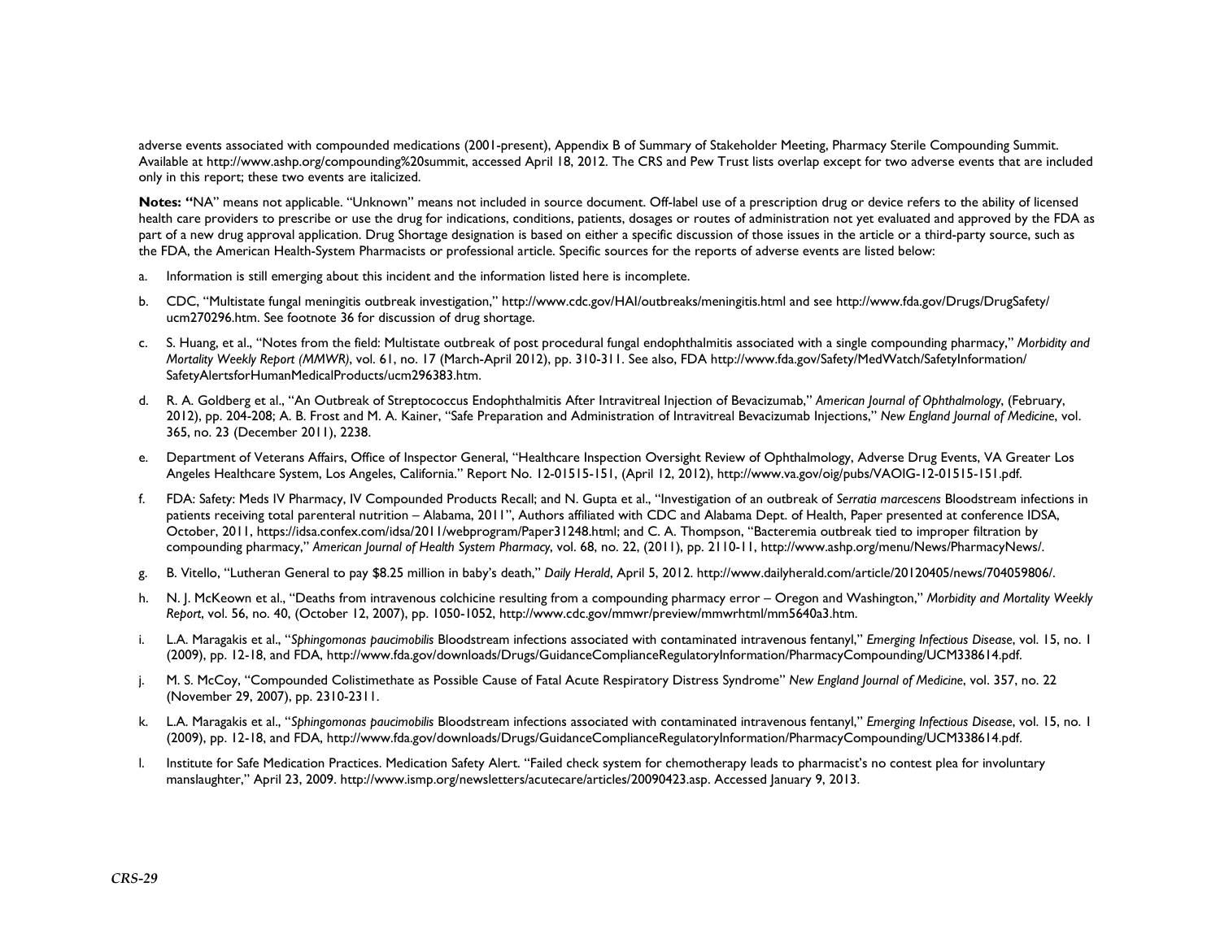adverse events associated with compounded medications (2001-present), Appendix B of Summary of Stakeholder Meeting, Pharmacy Sterile Compounding Summit. Available at http://www.ashp.org/compounding%20summit, accessed April 18, 2012. The CRS and Pew Trust lists overlap except for two adverse events that are included only in this report; these two events are italicized.

**Notes: "**NA" means not applicable. "Unknown" means not included in source document. Off-label use of a prescription drug or device refers to the ability of licensed health care providers to prescribe or use the drug for indications, conditions, patients, dosages or routes of administration not yet evaluated and approved by the FDA as part of a new drug approval application. Drug Shortage designation is based on either a specific discussion of those issues in the article or a third-party source, such as the FDA, the American Health-System Pharmacists or professional article. Specific sources for the reports of adverse events are listed below:

a. Information is still emerging about this incident and the information listed here is incomplete.

b. CDC, "Multistate fungal meningitis outbreak investigation," http://www.cdc.gov/HAI/outbreaks/meningitis.html and see http://www.fda.gov/Drugs/DrugSafety/ucm270296.htm. See footnote 36 for discussion of drug shortage.

c. S. Huang, et al., "Notes from the field: Multistate outbreak of post procedural fungal endophthalmitis associated with a single compounding pharmacy," *Morbidity and Mortality Weekly Report (MMWR)*, vol. 61, no. 17 (March-April 2012), pp. 310-311. See also, FDA http://www.fda.gov/Safety/MedWatch/SafetyInformation/SafetyAlertsforHumanMedicalProducts/ucm296383.htm.

d. R. A. Goldberg et al., "An Outbreak of Streptococcus Endophthalmitis After Intravitreal Injection of Bevacizumab," *American Journal of Ophthalmology*, (February, 2012), pp. 204-208; A. B. Frost and M. A. Kainer, "Safe Preparation and Administration of Intravitreal Bevacizumab Injections," *New England Journal of Medicine*, vol. 365, no. 23 (December 2011), 2238.

e. Department of Veterans Affairs, Office of Inspector General, "Healthcare Inspection Oversight Review of Ophthalmology, Adverse Drug Events, VA Greater Los Angeles Healthcare System, Los Angeles, California." Report No. 12-01515-151, (April 12, 2012), http://www.va.gov/oig/pubs/VAOIG-12-01515-151.pdf.

f. FDA: Safety: Meds IV Pharmacy, IV Compounded Products Recall; and N. Gupta et al., "Investigation of an outbreak of *Serratia marcescens* Bloodstream infections in patients receiving total parenteral nutrition – Alabama, 2011", Authors affiliated with CDC and Alabama Dept. of Health, Paper presented at conference IDSA, October, 2011, https://idsa.confex.com/idsa/2011/webprogram/Paper31248.html; and C. A. Thompson, "Bacteremia outbreak tied to improper filtration by compounding pharmacy," *American Journal of Health System Pharmacy*, vol. 68, no. 22, (2011), pp. 2110-11, http://www.ashp.org/menu/News/PharmacyNews/.

g. B. Vitello, "Lutheran General to pay $8.25 million in baby's death," *Daily Herald*, April 5, 2012. http://www.dailyherald.com/article/20120405/news/704059806/.

h. N. J. McKeown et al., "Deaths from intravenous colchicine resulting from a compounding pharmacy error – Oregon and Washington," *Morbidity and Mortality Weekly Report*, vol. 56, no. 40, (October 12, 2007), pp. 1050-1052, http://www.cdc.gov/mmwr/preview/mmwrhtml/mm5640a3.htm.

i. L.A. Maragakis et al., "*Sphingomonas paucimobilis* Bloodstream infections associated with contaminated intravenous fentanyl," *Emerging Infectious Disease*, vol. 15, no. 1 (2009), pp. 12-18, and FDA, http://www.fda.gov/downloads/Drugs/GuidanceComplianceRegulatoryInformation/PharmacyCompounding/UCM338614.pdf.

j. M. S. McCoy, "Compounded Colistimethate as Possible Cause of Fatal Acute Respiratory Distress Syndrome" *New England Journal of Medicine*, vol. 357, no. 22 (November 29, 2007), pp. 2310-2311.

k. L.A. Maragakis et al., "*Sphingomonas paucimobilis* Bloodstream infections associated with contaminated intravenous fentanyl," *Emerging Infectious Disease*, vol. 15, no. 1 (2009), pp. 12-18, and FDA, http://www.fda.gov/downloads/Drugs/GuidanceComplianceRegulatoryInformation/PharmacyCompounding/UCM338614.pdf.

l. Institute for Safe Medication Practices. Medication Safety Alert. "Failed check system for chemotherapy leads to pharmacist's no contest plea for involuntary manslaughter," April 23, 2009. http://www.ismp.org/newsletters/acutecare/articles/20090423.asp. Accessed January 9, 2013.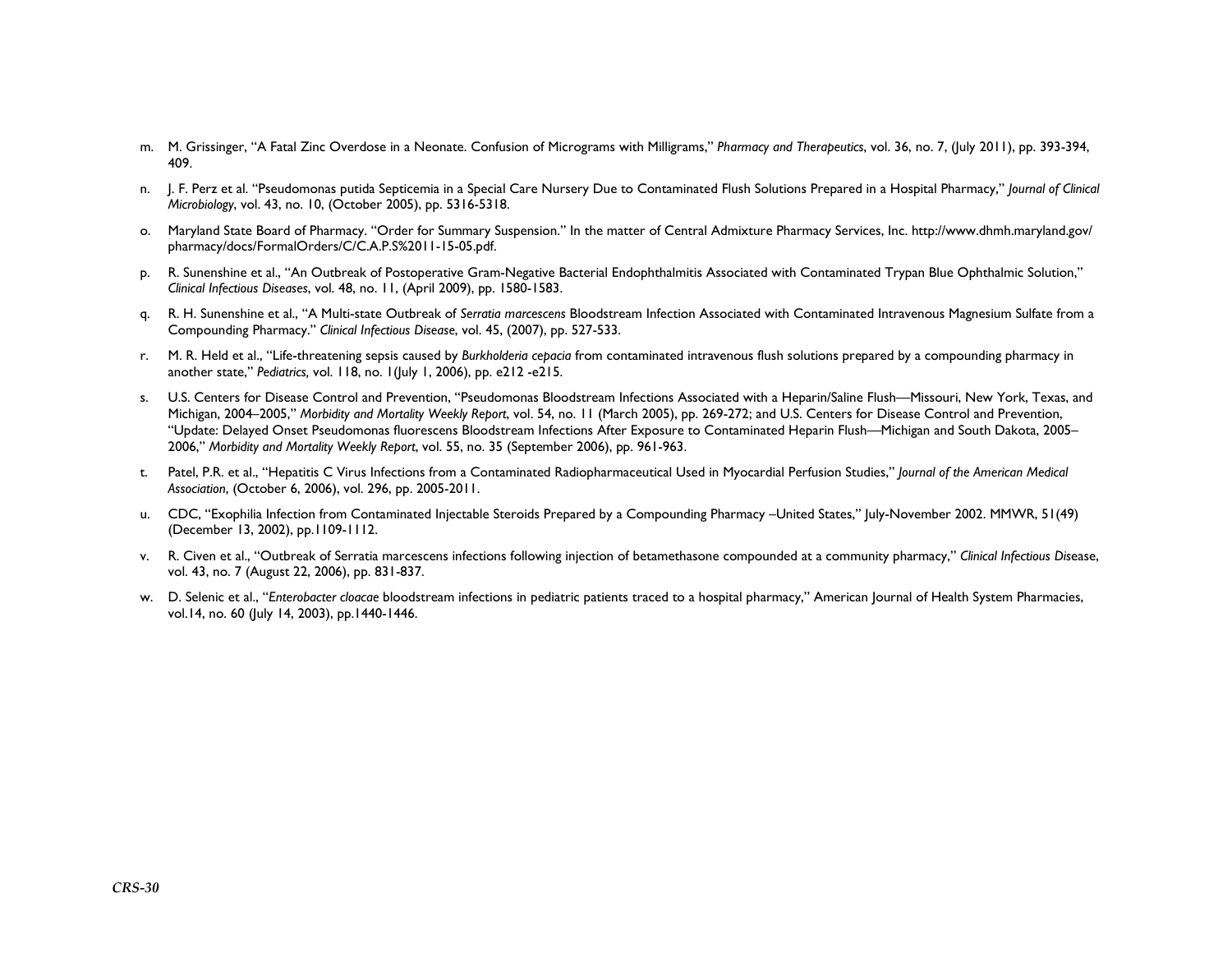m. M. Grissinger, "A Fatal Zinc Overdose in a Neonate. Confusion of Micrograms with Milligrams," *Pharmacy and Therapeutics*, vol. 36, no. 7, (July 2011), pp. 393-394, 409.

n. J. F. Perz et al. "Pseudomonas putida Septicemia in a Special Care Nursery Due to Contaminated Flush Solutions Prepared in a Hospital Pharmacy," *Journal of Clinical Microbiology*, vol. 43, no. 10, (October 2005), pp. 5316-5318.

o. Maryland State Board of Pharmacy. "Order for Summary Suspension." In the matter of Central Admixture Pharmacy Services, Inc. http://www.dhmh.maryland.gov/pharmacy/docs/FormalOrders/C/C.A.P.S%2011-15-05.pdf.

p. R. Sunenshine et al., "An Outbreak of Postoperative Gram-Negative Bacterial Endophthalmitis Associated with Contaminated Trypan Blue Ophthalmic Solution," *Clinical Infectious Diseases*, vol. 48, no. 11, (April 2009), pp. 1580-1583.

q. R. H. Sunenshine et al., "A Multi-state Outbreak of *Serratia marcescens* Bloodstream Infection Associated with Contaminated Intravenous Magnesium Sulfate from a Compounding Pharmacy." *Clinical Infectious Disease*, vol. 45, (2007), pp. 527-533.

r. M. R. Held et al., "Life-threatening sepsis caused by *Burkholderia cepacia* from contaminated intravenous flush solutions prepared by a compounding pharmacy in another state," *Pediatrics,* vol. 118, no. 1(July 1, 2006), pp. e212 -e215.

s. U.S. Centers for Disease Control and Prevention, "Pseudomonas Bloodstream Infections Associated with a Heparin/Saline Flush—Missouri, New York, Texas, and Michigan, 2004–2005," *Morbidity and Mortality Weekly Report*, vol. 54, no. 11 (March 2005), pp. 269-272; and U.S. Centers for Disease Control and Prevention, "Update: Delayed Onset Pseudomonas fluorescens Bloodstream Infections After Exposure to Contaminated Heparin Flush—Michigan and South Dakota, 2005–2006," *Morbidity and Mortality Weekly Report*, vol. 55, no. 35 (September 2006), pp. 961-963.

t. Patel, P.R. et al., "Hepatitis C Virus Infections from a Contaminated Radiopharmaceutical Used in Myocardial Perfusion Studies," *Journal of the American Medical Association*, (October 6, 2006), vol. 296, pp. 2005-2011.

u. CDC, "Exophilia Infection from Contaminated Injectable Steroids Prepared by a Compounding Pharmacy –United States," July-November 2002. MMWR, 51(49) (December 13, 2002), pp.1109-1112.

v. R. Civen et al., "Outbreak of Serratia marcescens infections following injection of betamethasone compounded at a community pharmacy," *Clinical Infectious Dis*ease, vol. 43, no. 7 (August 22, 2006), pp. 831-837.

w. D. Selenic et al., "*Enterobacter cloacae* bloodstream infections in pediatric patients traced to a hospital pharmacy," American Journal of Health System Pharmacies, vol.14, no. 60 (July 14, 2003), pp.1440-1446.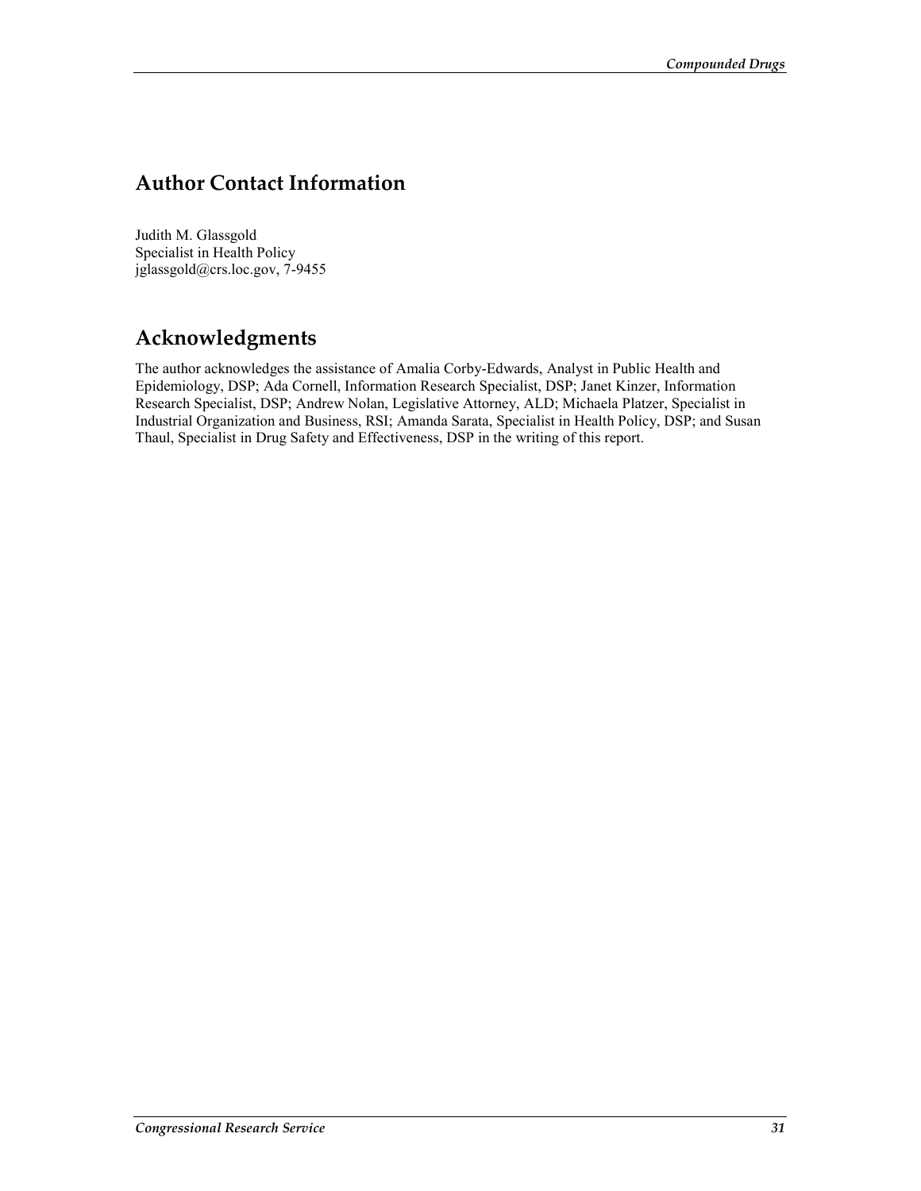## Author Contact Information

Judith M. Glassgold
Specialist in Health Policy
jglassgold@crs.loc.gov, 7-9455

## Acknowledgments

The author acknowledges the assistance of Amalia Corby-Edwards, Analyst in Public Health and Epidemiology, DSP; Ada Cornell, Information Research Specialist, DSP; Janet Kinzer, Information Research Specialist, DSP; Andrew Nolan, Legislative Attorney, ALD; Michaela Platzer, Specialist in Industrial Organization and Business, RSI; Amanda Sarata, Specialist in Health Policy, DSP; and Susan Thaul, Specialist in Drug Safety and Effectiveness, DSP in the writing of this report.